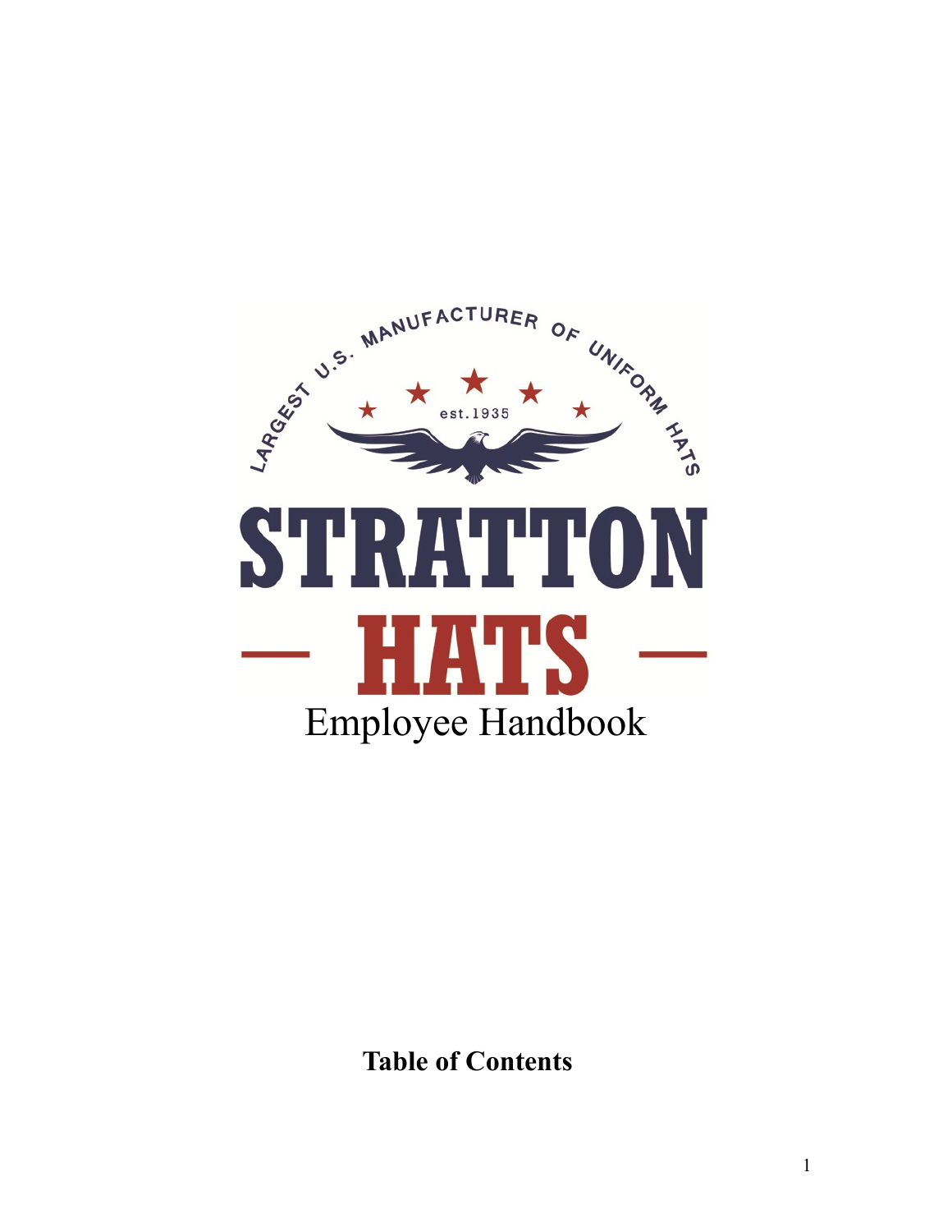LARGEST U.S. MANUFACTURER OF UNIFORM HATS

est.1935

# STRATTON HATS

# Employee Handbook

**Table of Contents**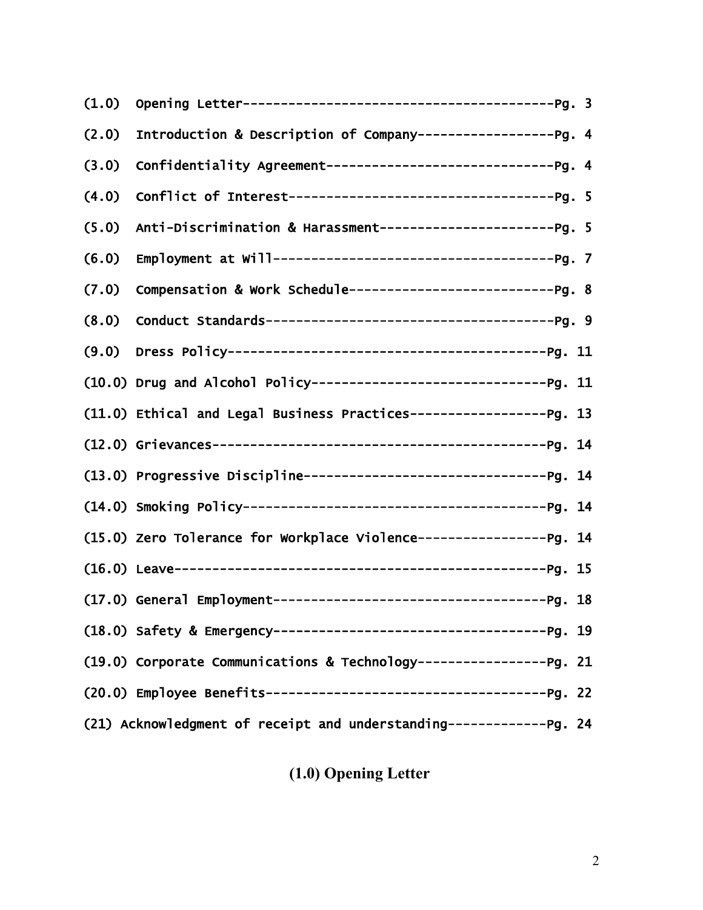(1.0) Opening Letter-----------------------------------------Pg. 3

(2.0) Introduction & Description of Company------------------Pg. 4

(3.0) Confidentiality Agreement------------------------------Pg. 4

(4.0) Conflict of Interest-----------------------------------Pg. 5

(5.0) Anti-Discrimination & Harassment-----------------------Pg. 5

(6.0) Employment at Will-------------------------------------Pg. 7

(7.0) Compensation & Work Schedule---------------------------Pg. 8

(8.0) Conduct Standards--------------------------------------Pg. 9

(9.0) Dress Policy------------------------------------------Pg. 11

(10.0) Drug and Alcohol Policy------------------------------Pg. 11

(11.0) Ethical and Legal Business Practices-----------------Pg. 13

(12.0) Grievances-------------------------------------------Pg. 14

(13.0) Progressive Discipline--------------------------------Pg. 14

(14.0) Smoking Policy----------------------------------------Pg. 14

(15.0) Zero Tolerance for Workplace Violence----------------Pg. 14

(16.0) Leave------------------------------------------------Pg. 15

(17.0) General Employment-----------------------------------Pg. 18

(18.0) Safety & Emergency-----------------------------------Pg. 19

(19.0) Corporate Communications & Technology----------------Pg. 21

(20.0) Employee Benefits------------------------------------Pg. 22

(21) Acknowledgment of receipt and understanding-------------Pg. 24

## (1.0) Opening Letter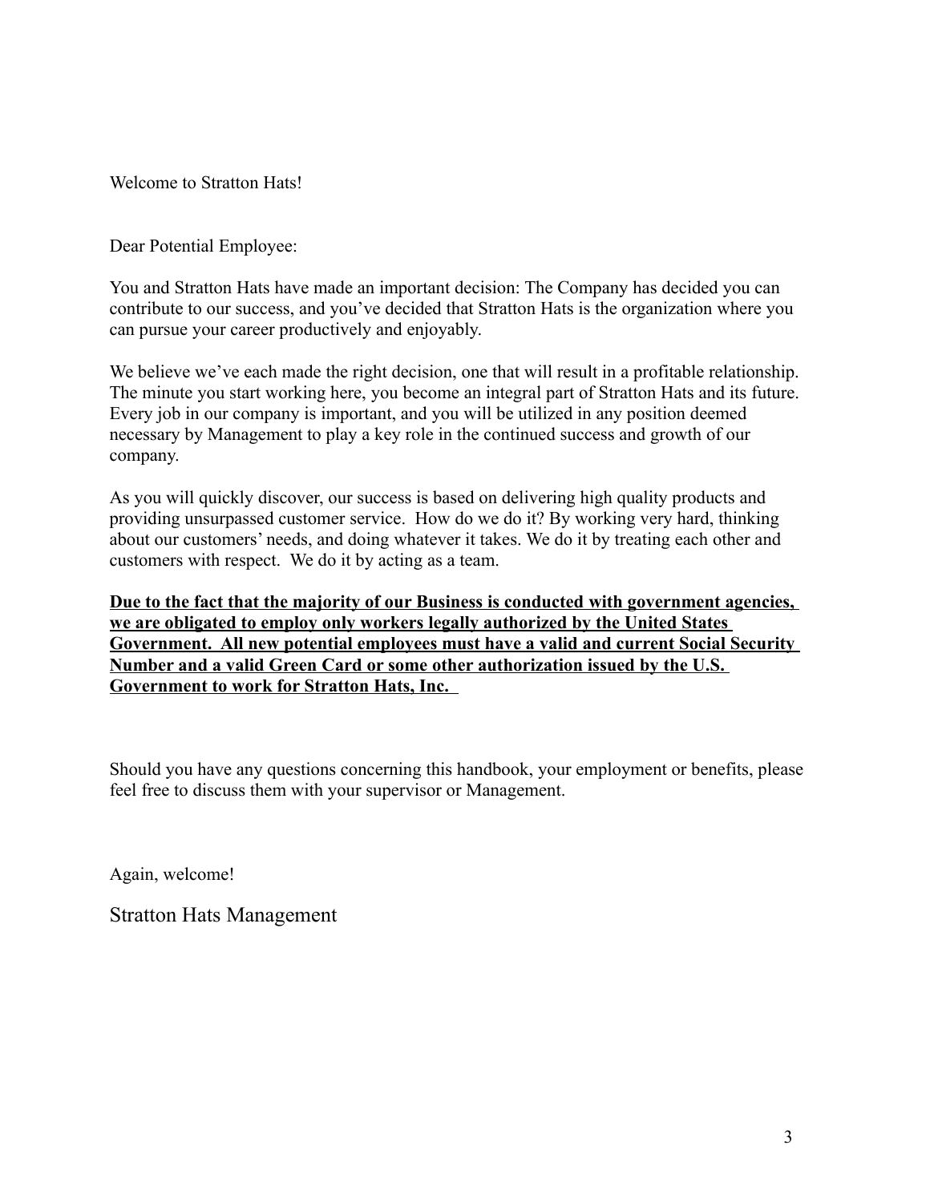Welcome to Stratton Hats!

Dear Potential Employee:

You and Stratton Hats have made an important decision: The Company has decided you can contribute to our success, and you've decided that Stratton Hats is the organization where you can pursue your career productively and enjoyably.

We believe we've each made the right decision, one that will result in a profitable relationship. The minute you start working here, you become an integral part of Stratton Hats and its future. Every job in our company is important, and you will be utilized in any position deemed necessary by Management to play a key role in the continued success and growth of our company.

As you will quickly discover, our success is based on delivering high quality products and providing unsurpassed customer service. How do we do it? By working very hard, thinking about our customers' needs, and doing whatever it takes. We do it by treating each other and customers with respect. We do it by acting as a team.

**<u>Due to the fact that the majority of our Business is conducted with government agencies, we are obligated to employ only workers legally authorized by the United States Government. All new potential employees must have a valid and current Social Security Number and a valid Green Card or some other authorization issued by the U.S. Government to work for Stratton Hats, Inc.</u>**

Should you have any questions concerning this handbook, your employment or benefits, please feel free to discuss them with your supervisor or Management.

Again, welcome!

Stratton Hats Management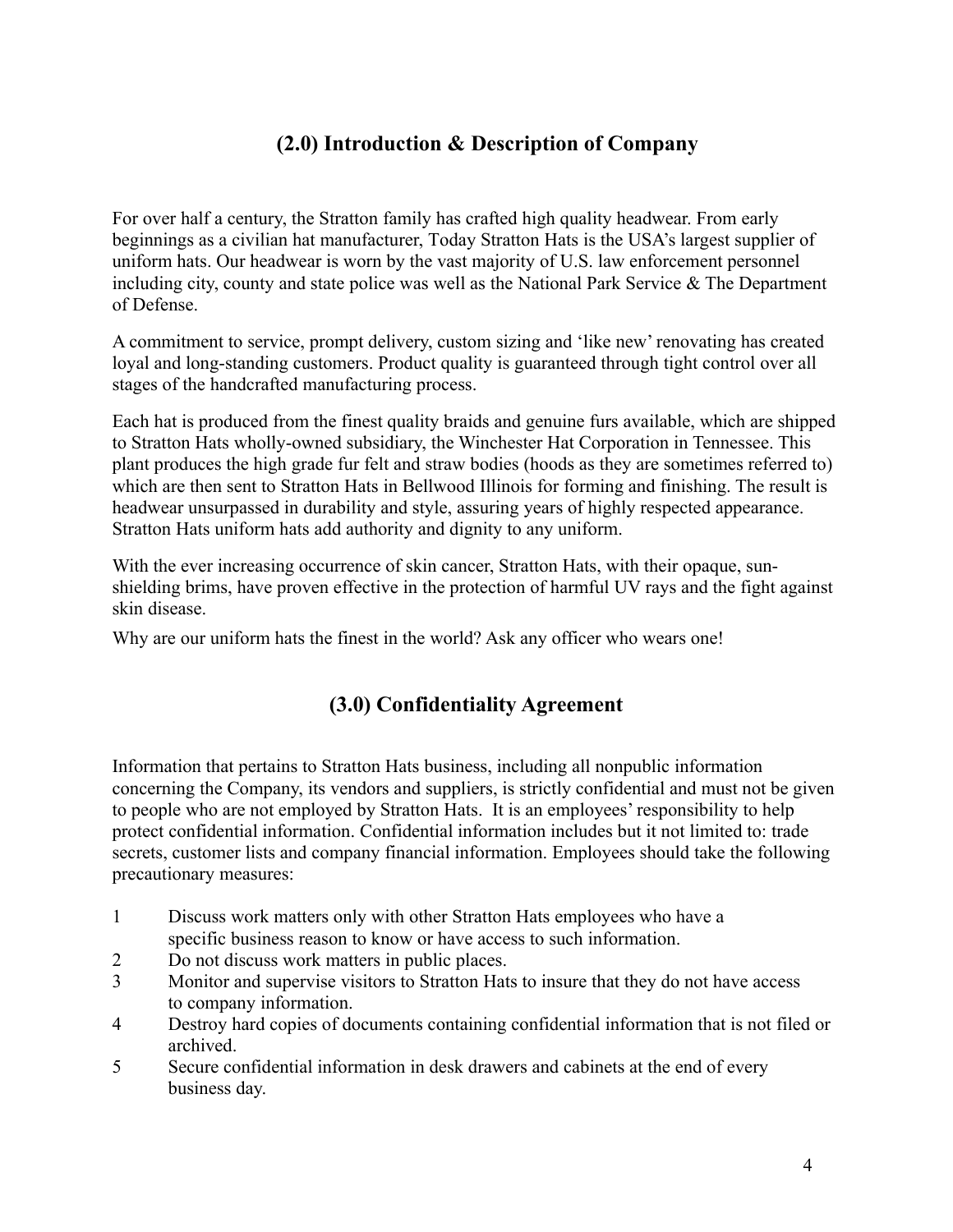## (2.0) Introduction & Description of Company

For over half a century, the Stratton family has crafted high quality headwear. From early beginnings as a civilian hat manufacturer, Today Stratton Hats is the USA's largest supplier of uniform hats. Our headwear is worn by the vast majority of U.S. law enforcement personnel including city, county and state police was well as the National Park Service & The Department of Defense.

A commitment to service, prompt delivery, custom sizing and 'like new' renovating has created loyal and long-standing customers. Product quality is guaranteed through tight control over all stages of the handcrafted manufacturing process.

Each hat is produced from the finest quality braids and genuine furs available, which are shipped to Stratton Hats wholly-owned subsidiary, the Winchester Hat Corporation in Tennessee. This plant produces the high grade fur felt and straw bodies (hoods as they are sometimes referred to) which are then sent to Stratton Hats in Bellwood Illinois for forming and finishing. The result is headwear unsurpassed in durability and style, assuring years of highly respected appearance. Stratton Hats uniform hats add authority and dignity to any uniform.

With the ever increasing occurrence of skin cancer, Stratton Hats, with their opaque, sun-shielding brims, have proven effective in the protection of harmful UV rays and the fight against skin disease.

Why are our uniform hats the finest in the world? Ask any officer who wears one!

## (3.0) Confidentiality Agreement

Information that pertains to Stratton Hats business, including all nonpublic information concerning the Company, its vendors and suppliers, is strictly confidential and must not be given to people who are not employed by Stratton Hats. It is an employees' responsibility to help protect confidential information. Confidential information includes but it not limited to: trade secrets, customer lists and company financial information. Employees should take the following precautionary measures:

1. Discuss work matters only with other Stratton Hats employees who have a specific business reason to know or have access to such information.
2. Do not discuss work matters in public places.
3. Monitor and supervise visitors to Stratton Hats to insure that they do not have access to company information.
4. Destroy hard copies of documents containing confidential information that is not filed or archived.
5. Secure confidential information in desk drawers and cabinets at the end of every business day.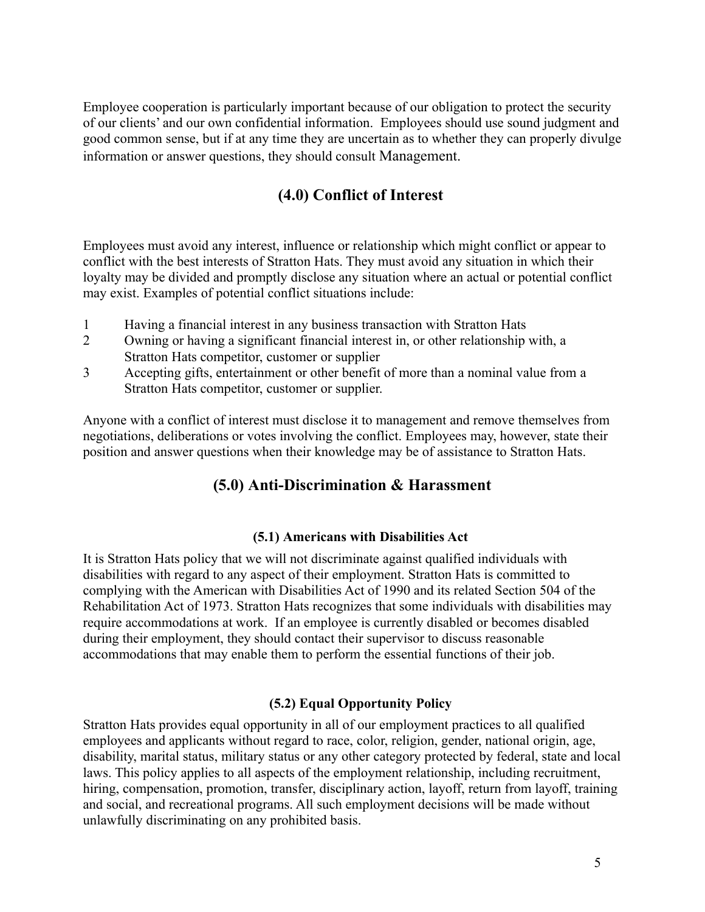Employee cooperation is particularly important because of our obligation to protect the security of our clients' and our own confidential information. Employees should use sound judgment and good common sense, but if at any time they are uncertain as to whether they can properly divulge information or answer questions, they should consult Management.

## (4.0) Conflict of Interest

Employees must avoid any interest, influence or relationship which might conflict or appear to conflict with the best interests of Stratton Hats. They must avoid any situation in which their loyalty may be divided and promptly disclose any situation where an actual or potential conflict may exist. Examples of potential conflict situations include:

1. Having a financial interest in any business transaction with Stratton Hats
2. Owning or having a significant financial interest in, or other relationship with, a Stratton Hats competitor, customer or supplier
3. Accepting gifts, entertainment or other benefit of more than a nominal value from a Stratton Hats competitor, customer or supplier.

Anyone with a conflict of interest must disclose it to management and remove themselves from negotiations, deliberations or votes involving the conflict. Employees may, however, state their position and answer questions when their knowledge may be of assistance to Stratton Hats.

## (5.0) Anti-Discrimination & Harassment

### (5.1) Americans with Disabilities Act

It is Stratton Hats policy that we will not discriminate against qualified individuals with disabilities with regard to any aspect of their employment. Stratton Hats is committed to complying with the American with Disabilities Act of 1990 and its related Section 504 of the Rehabilitation Act of 1973. Stratton Hats recognizes that some individuals with disabilities may require accommodations at work. If an employee is currently disabled or becomes disabled during their employment, they should contact their supervisor to discuss reasonable accommodations that may enable them to perform the essential functions of their job.

### (5.2) Equal Opportunity Policy

Stratton Hats provides equal opportunity in all of our employment practices to all qualified employees and applicants without regard to race, color, religion, gender, national origin, age, disability, marital status, military status or any other category protected by federal, state and local laws. This policy applies to all aspects of the employment relationship, including recruitment, hiring, compensation, promotion, transfer, disciplinary action, layoff, return from layoff, training and social, and recreational programs. All such employment decisions will be made without unlawfully discriminating on any prohibited basis.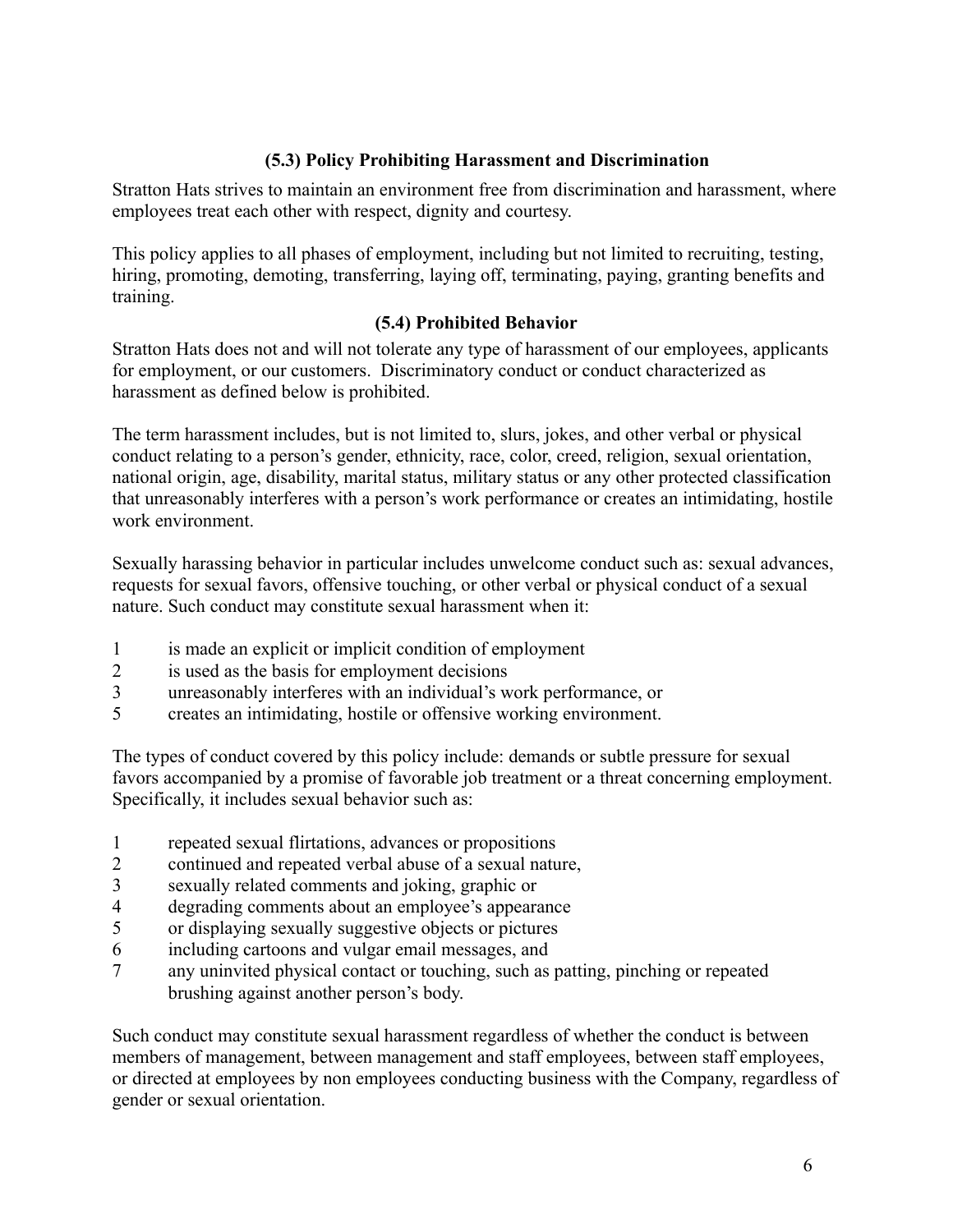### (5.3) Policy Prohibiting Harassment and Discrimination

Stratton Hats strives to maintain an environment free from discrimination and harassment, where employees treat each other with respect, dignity and courtesy.

This policy applies to all phases of employment, including but not limited to recruiting, testing, hiring, promoting, demoting, transferring, laying off, terminating, paying, granting benefits and training.

### (5.4) Prohibited Behavior

Stratton Hats does not and will not tolerate any type of harassment of our employees, applicants for employment, or our customers. Discriminatory conduct or conduct characterized as harassment as defined below is prohibited.

The term harassment includes, but is not limited to, slurs, jokes, and other verbal or physical conduct relating to a person's gender, ethnicity, race, color, creed, religion, sexual orientation, national origin, age, disability, marital status, military status or any other protected classification that unreasonably interferes with a person's work performance or creates an intimidating, hostile work environment.

Sexually harassing behavior in particular includes unwelcome conduct such as: sexual advances, requests for sexual favors, offensive touching, or other verbal or physical conduct of a sexual nature. Such conduct may constitute sexual harassment when it:

1 is made an explicit or implicit condition of employment
2 is used as the basis for employment decisions
3 unreasonably interferes with an individual's work performance, or
5 creates an intimidating, hostile or offensive working environment.

The types of conduct covered by this policy include: demands or subtle pressure for sexual favors accompanied by a promise of favorable job treatment or a threat concerning employment. Specifically, it includes sexual behavior such as:

1 repeated sexual flirtations, advances or propositions
2 continued and repeated verbal abuse of a sexual nature,
3 sexually related comments and joking, graphic or
4 degrading comments about an employee's appearance
5 or displaying sexually suggestive objects or pictures
6 including cartoons and vulgar email messages, and
7 any uninvited physical contact or touching, such as patting, pinching or repeated brushing against another person's body.

Such conduct may constitute sexual harassment regardless of whether the conduct is between members of management, between management and staff employees, between staff employees, or directed at employees by non employees conducting business with the Company, regardless of gender or sexual orientation.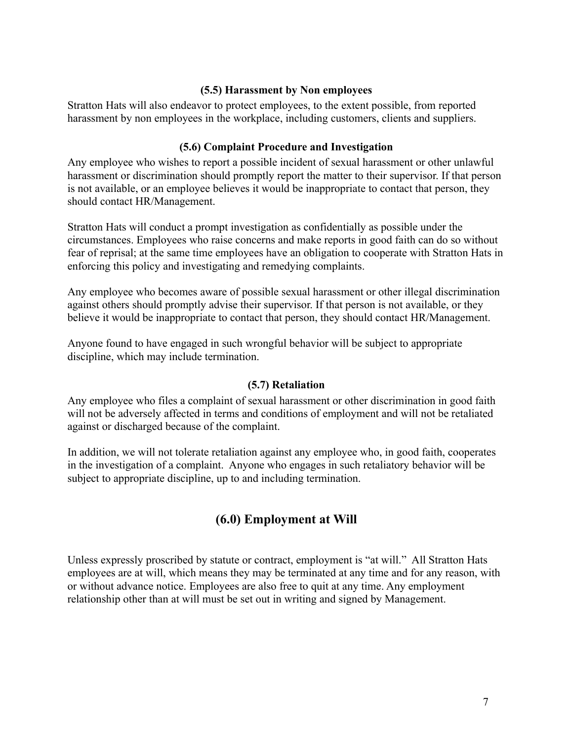### (5.5) Harassment by Non employees

Stratton Hats will also endeavor to protect employees, to the extent possible, from reported harassment by non employees in the workplace, including customers, clients and suppliers.

### (5.6) Complaint Procedure and Investigation

Any employee who wishes to report a possible incident of sexual harassment or other unlawful harassment or discrimination should promptly report the matter to their supervisor. If that person is not available, or an employee believes it would be inappropriate to contact that person, they should contact HR/Management.

Stratton Hats will conduct a prompt investigation as confidentially as possible under the circumstances. Employees who raise concerns and make reports in good faith can do so without fear of reprisal; at the same time employees have an obligation to cooperate with Stratton Hats in enforcing this policy and investigating and remedying complaints.

Any employee who becomes aware of possible sexual harassment or other illegal discrimination against others should promptly advise their supervisor. If that person is not available, or they believe it would be inappropriate to contact that person, they should contact HR/Management.

Anyone found to have engaged in such wrongful behavior will be subject to appropriate discipline, which may include termination.

### (5.7) Retaliation

Any employee who files a complaint of sexual harassment or other discrimination in good faith will not be adversely affected in terms and conditions of employment and will not be retaliated against or discharged because of the complaint.

In addition, we will not tolerate retaliation against any employee who, in good faith, cooperates in the investigation of a complaint. Anyone who engages in such retaliatory behavior will be subject to appropriate discipline, up to and including termination.

## (6.0) Employment at Will

Unless expressly proscribed by statute or contract, employment is "at will." All Stratton Hats employees are at will, which means they may be terminated at any time and for any reason, with or without advance notice. Employees are also free to quit at any time. Any employment relationship other than at will must be set out in writing and signed by Management.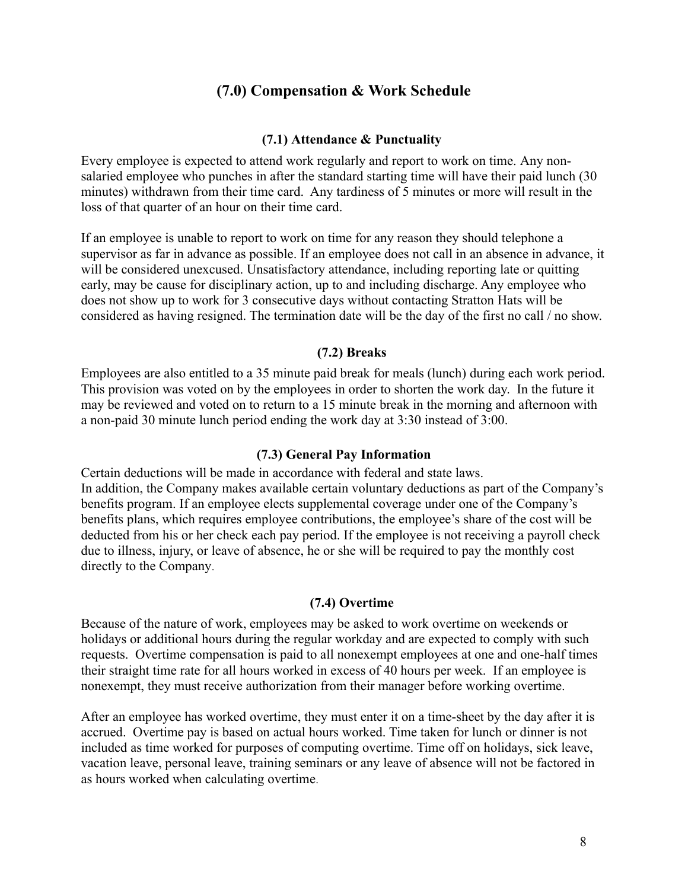# (7.0) Compensation & Work Schedule

## (7.1) Attendance & Punctuality

Every employee is expected to attend work regularly and report to work on time. Any non-salaried employee who punches in after the standard starting time will have their paid lunch (30 minutes) withdrawn from their time card. Any tardiness of 5 minutes or more will result in the loss of that quarter of an hour on their time card.

If an employee is unable to report to work on time for any reason they should telephone a supervisor as far in advance as possible. If an employee does not call in an absence in advance, it will be considered unexcused. Unsatisfactory attendance, including reporting late or quitting early, may be cause for disciplinary action, up to and including discharge. Any employee who does not show up to work for 3 consecutive days without contacting Stratton Hats will be considered as having resigned. The termination date will be the day of the first no call / no show.

## (7.2) Breaks

Employees are also entitled to a 35 minute paid break for meals (lunch) during each work period. This provision was voted on by the employees in order to shorten the work day. In the future it may be reviewed and voted on to return to a 15 minute break in the morning and afternoon with a non-paid 30 minute lunch period ending the work day at 3:30 instead of 3:00.

## (7.3) General Pay Information

Certain deductions will be made in accordance with federal and state laws.
In addition, the Company makes available certain voluntary deductions as part of the Company's benefits program. If an employee elects supplemental coverage under one of the Company's benefits plans, which requires employee contributions, the employee's share of the cost will be deducted from his or her check each pay period. If the employee is not receiving a payroll check due to illness, injury, or leave of absence, he or she will be required to pay the monthly cost directly to the Company.

## (7.4) Overtime

Because of the nature of work, employees may be asked to work overtime on weekends or holidays or additional hours during the regular workday and are expected to comply with such requests. Overtime compensation is paid to all nonexempt employees at one and one-half times their straight time rate for all hours worked in excess of 40 hours per week. If an employee is nonexempt, they must receive authorization from their manager before working overtime.

After an employee has worked overtime, they must enter it on a time-sheet by the day after it is accrued. Overtime pay is based on actual hours worked. Time taken for lunch or dinner is not included as time worked for purposes of computing overtime. Time off on holidays, sick leave, vacation leave, personal leave, training seminars or any leave of absence will not be factored in as hours worked when calculating overtime.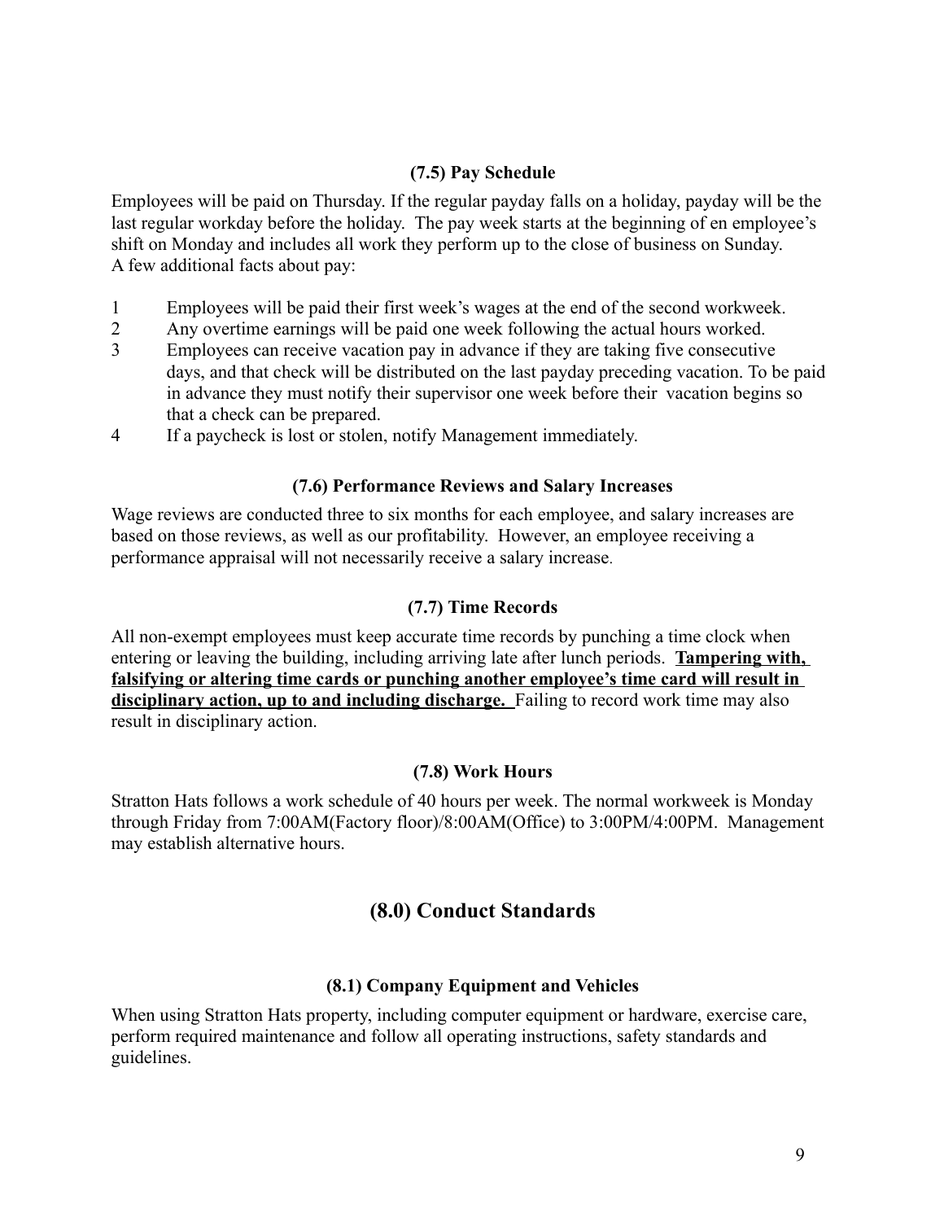### (7.5) Pay Schedule

Employees will be paid on Thursday. If the regular payday falls on a holiday, payday will be the last regular workday before the holiday. The pay week starts at the beginning of en employee's shift on Monday and includes all work they perform up to the close of business on Sunday. A few additional facts about pay:

1. Employees will be paid their first week's wages at the end of the second workweek.
2. Any overtime earnings will be paid one week following the actual hours worked.
3. Employees can receive vacation pay in advance if they are taking five consecutive days, and that check will be distributed on the last payday preceding vacation. To be paid in advance they must notify their supervisor one week before their vacation begins so that a check can be prepared.
4. If a paycheck is lost or stolen, notify Management immediately.

### (7.6) Performance Reviews and Salary Increases

Wage reviews are conducted three to six months for each employee, and salary increases are based on those reviews, as well as our profitability. However, an employee receiving a performance appraisal will not necessarily receive a salary increase.

### (7.7) Time Records

All non-exempt employees must keep accurate time records by punching a time clock when entering or leaving the building, including arriving late after lunch periods. **Tampering with, falsifying or altering time cards or punching another employee's time card will result in disciplinary action, up to and including discharge.** Failing to record work time may also result in disciplinary action.

### (7.8) Work Hours

Stratton Hats follows a work schedule of 40 hours per week. The normal workweek is Monday through Friday from 7:00AM(Factory floor)/8:00AM(Office) to 3:00PM/4:00PM. Management may establish alternative hours.

## (8.0) Conduct Standards

### (8.1) Company Equipment and Vehicles

When using Stratton Hats property, including computer equipment or hardware, exercise care, perform required maintenance and follow all operating instructions, safety standards and guidelines.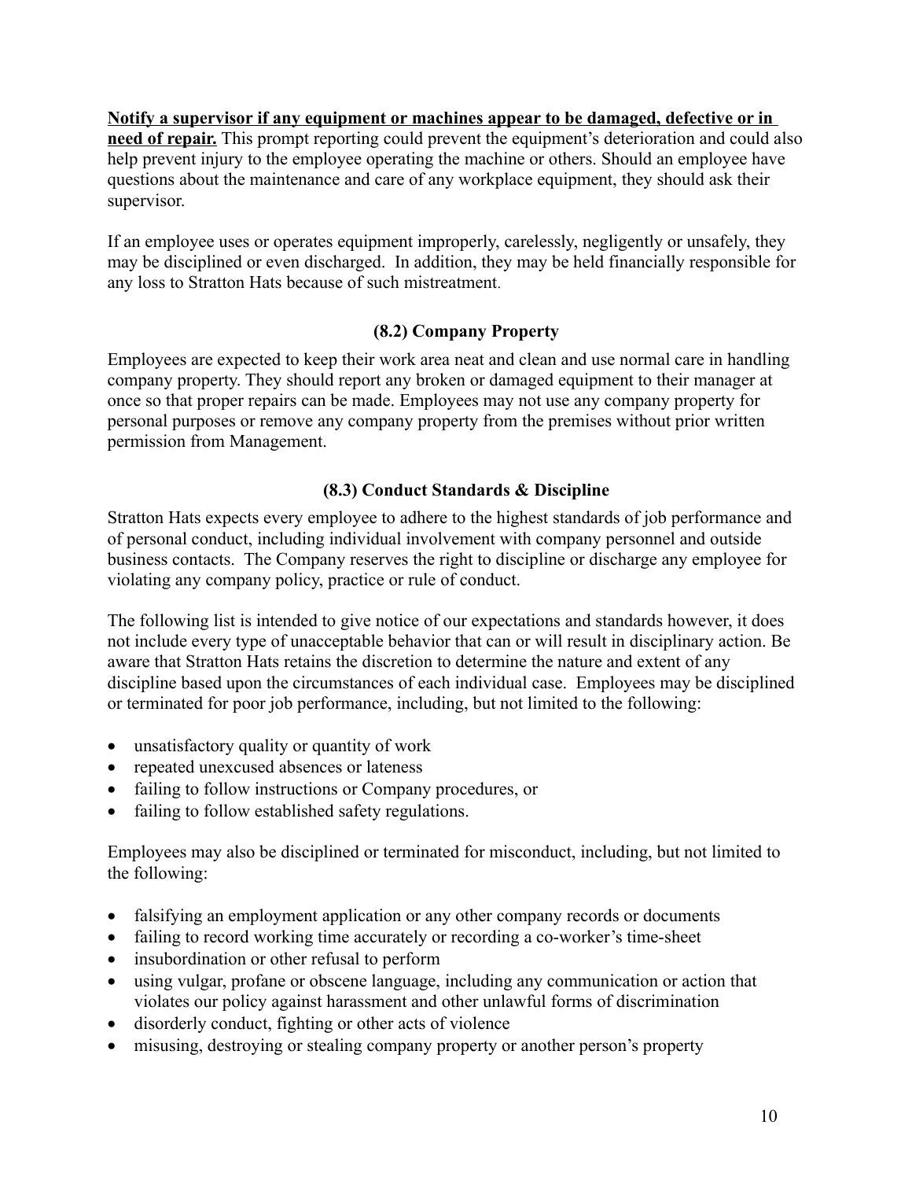**<u>Notify a supervisor if any equipment or machines appear to be damaged, defective or in need of repair.</u>** This prompt reporting could prevent the equipment's deterioration and could also help prevent injury to the employee operating the machine or others. Should an employee have questions about the maintenance and care of any workplace equipment, they should ask their supervisor.

If an employee uses or operates equipment improperly, carelessly, negligently or unsafely, they may be disciplined or even discharged. In addition, they may be held financially responsible for any loss to Stratton Hats because of such mistreatment.

### (8.2) Company Property

Employees are expected to keep their work area neat and clean and use normal care in handling company property. They should report any broken or damaged equipment to their manager at once so that proper repairs can be made. Employees may not use any company property for personal purposes or remove any company property from the premises without prior written permission from Management.

### (8.3) Conduct Standards & Discipline

Stratton Hats expects every employee to adhere to the highest standards of job performance and of personal conduct, including individual involvement with company personnel and outside business contacts. The Company reserves the right to discipline or discharge any employee for violating any company policy, practice or rule of conduct.

The following list is intended to give notice of our expectations and standards however, it does not include every type of unacceptable behavior that can or will result in disciplinary action. Be aware that Stratton Hats retains the discretion to determine the nature and extent of any discipline based upon the circumstances of each individual case. Employees may be disciplined or terminated for poor job performance, including, but not limited to the following:

- unsatisfactory quality or quantity of work
- repeated unexcused absences or lateness
- failing to follow instructions or Company procedures, or
- failing to follow established safety regulations.

Employees may also be disciplined or terminated for misconduct, including, but not limited to the following:

- falsifying an employment application or any other company records or documents
- failing to record working time accurately or recording a co-worker's time-sheet
- insubordination or other refusal to perform
- using vulgar, profane or obscene language, including any communication or action that violates our policy against harassment and other unlawful forms of discrimination
- disorderly conduct, fighting or other acts of violence
- misusing, destroying or stealing company property or another person's property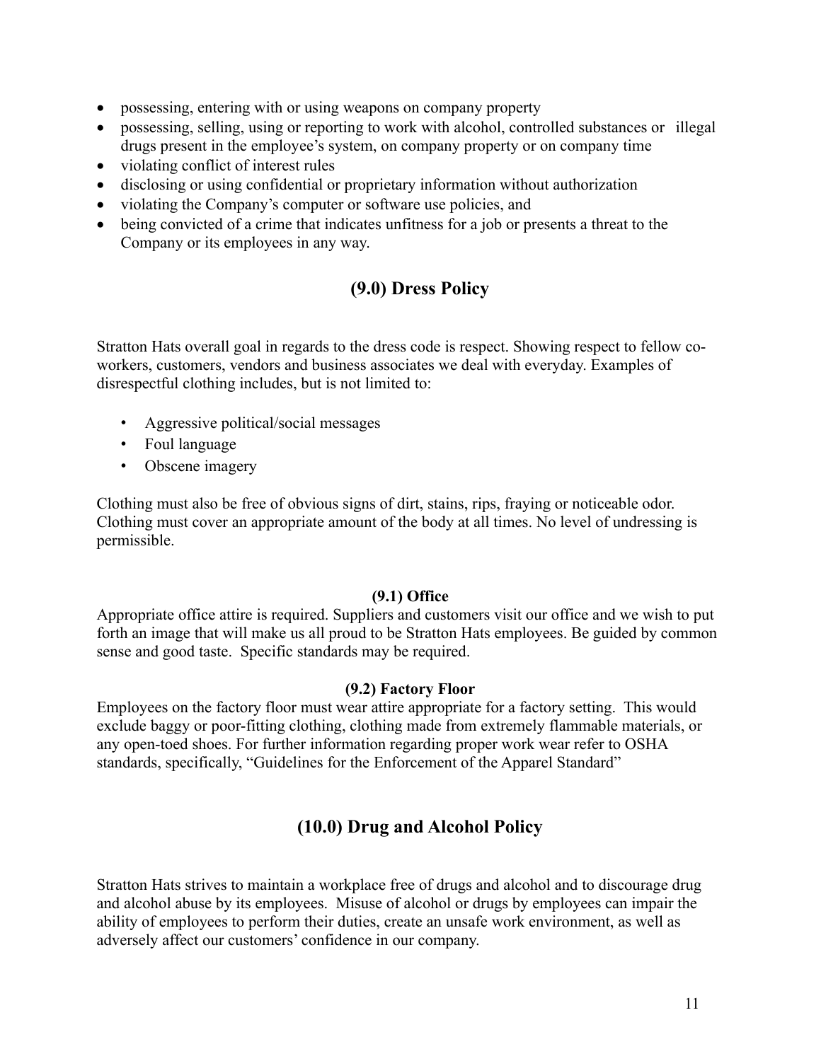- possessing, entering with or using weapons on company property
- possessing, selling, using or reporting to work with alcohol, controlled substances or illegal drugs present in the employee's system, on company property or on company time
- violating conflict of interest rules
- disclosing or using confidential or proprietary information without authorization
- violating the Company's computer or software use policies, and
- being convicted of a crime that indicates unfitness for a job or presents a threat to the Company or its employees in any way.

## (9.0) Dress Policy

Stratton Hats overall goal in regards to the dress code is respect. Showing respect to fellow co-workers, customers, vendors and business associates we deal with everyday. Examples of disrespectful clothing includes, but is not limited to:

- Aggressive political/social messages
- Foul language
- Obscene imagery

Clothing must also be free of obvious signs of dirt, stains, rips, fraying or noticeable odor. Clothing must cover an appropriate amount of the body at all times. No level of undressing is permissible.

### (9.1) Office

Appropriate office attire is required. Suppliers and customers visit our office and we wish to put forth an image that will make us all proud to be Stratton Hats employees. Be guided by common sense and good taste. Specific standards may be required.

### (9.2) Factory Floor

Employees on the factory floor must wear attire appropriate for a factory setting. This would exclude baggy or poor-fitting clothing, clothing made from extremely flammable materials, or any open-toed shoes. For further information regarding proper work wear refer to OSHA standards, specifically, "Guidelines for the Enforcement of the Apparel Standard"

## (10.0) Drug and Alcohol Policy

Stratton Hats strives to maintain a workplace free of drugs and alcohol and to discourage drug and alcohol abuse by its employees. Misuse of alcohol or drugs by employees can impair the ability of employees to perform their duties, create an unsafe work environment, as well as adversely affect our customers' confidence in our company.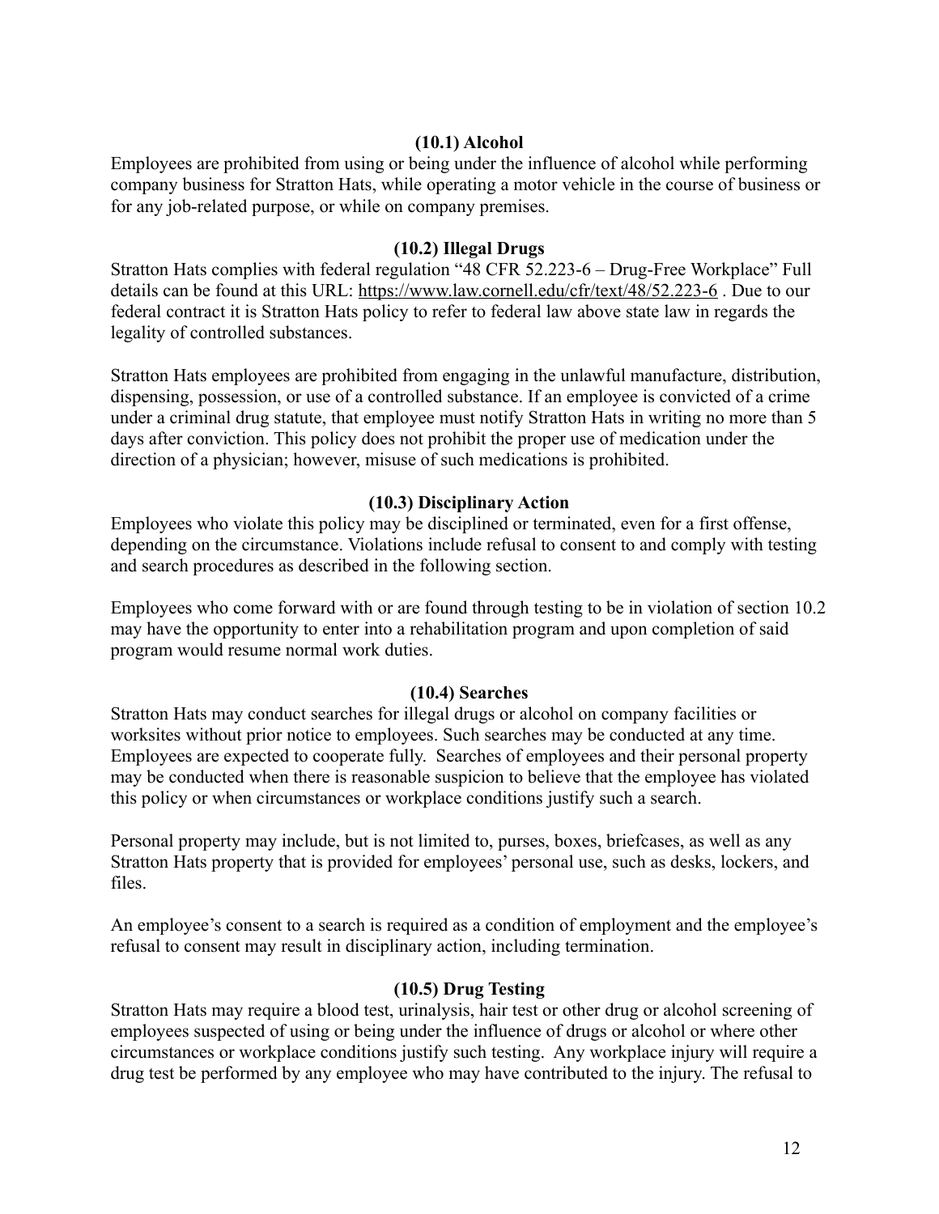### (10.1) Alcohol

Employees are prohibited from using or being under the influence of alcohol while performing company business for Stratton Hats, while operating a motor vehicle in the course of business or for any job-related purpose, or while on company premises.

### (10.2) Illegal Drugs

Stratton Hats complies with federal regulation "48 CFR 52.223-6 – Drug-Free Workplace" Full details can be found at this URL: https://www.law.cornell.edu/cfr/text/48/52.223-6 . Due to our federal contract it is Stratton Hats policy to refer to federal law above state law in regards the legality of controlled substances.

Stratton Hats employees are prohibited from engaging in the unlawful manufacture, distribution, dispensing, possession, or use of a controlled substance. If an employee is convicted of a crime under a criminal drug statute, that employee must notify Stratton Hats in writing no more than 5 days after conviction. This policy does not prohibit the proper use of medication under the direction of a physician; however, misuse of such medications is prohibited.

### (10.3) Disciplinary Action

Employees who violate this policy may be disciplined or terminated, even for a first offense, depending on the circumstance. Violations include refusal to consent to and comply with testing and search procedures as described in the following section.

Employees who come forward with or are found through testing to be in violation of section 10.2 may have the opportunity to enter into a rehabilitation program and upon completion of said program would resume normal work duties.

### (10.4) Searches

Stratton Hats may conduct searches for illegal drugs or alcohol on company facilities or worksites without prior notice to employees. Such searches may be conducted at any time. Employees are expected to cooperate fully. Searches of employees and their personal property may be conducted when there is reasonable suspicion to believe that the employee has violated this policy or when circumstances or workplace conditions justify such a search.

Personal property may include, but is not limited to, purses, boxes, briefcases, as well as any Stratton Hats property that is provided for employees' personal use, such as desks, lockers, and files.

An employee's consent to a search is required as a condition of employment and the employee's refusal to consent may result in disciplinary action, including termination.

### (10.5) Drug Testing

Stratton Hats may require a blood test, urinalysis, hair test or other drug or alcohol screening of employees suspected of using or being under the influence of drugs or alcohol or where other circumstances or workplace conditions justify such testing. Any workplace injury will require a drug test be performed by any employee who may have contributed to the injury. The refusal to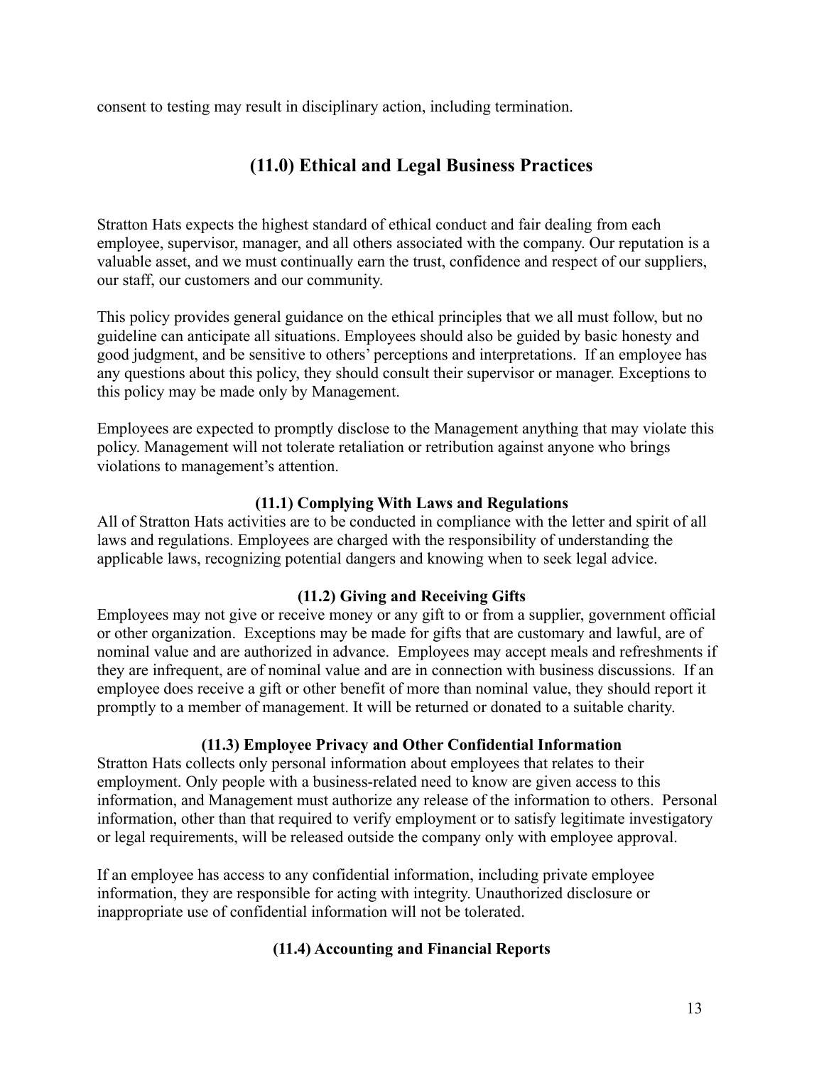consent to testing may result in disciplinary action, including termination.

## (11.0) Ethical and Legal Business Practices

Stratton Hats expects the highest standard of ethical conduct and fair dealing from each employee, supervisor, manager, and all others associated with the company. Our reputation is a valuable asset, and we must continually earn the trust, confidence and respect of our suppliers, our staff, our customers and our community.

This policy provides general guidance on the ethical principles that we all must follow, but no guideline can anticipate all situations. Employees should also be guided by basic honesty and good judgment, and be sensitive to others' perceptions and interpretations. If an employee has any questions about this policy, they should consult their supervisor or manager. Exceptions to this policy may be made only by Management.

Employees are expected to promptly disclose to the Management anything that may violate this policy. Management will not tolerate retaliation or retribution against anyone who brings violations to management's attention.

### (11.1) Complying With Laws and Regulations

All of Stratton Hats activities are to be conducted in compliance with the letter and spirit of all laws and regulations. Employees are charged with the responsibility of understanding the applicable laws, recognizing potential dangers and knowing when to seek legal advice.

### (11.2) Giving and Receiving Gifts

Employees may not give or receive money or any gift to or from a supplier, government official or other organization. Exceptions may be made for gifts that are customary and lawful, are of nominal value and are authorized in advance. Employees may accept meals and refreshments if they are infrequent, are of nominal value and are in connection with business discussions. If an employee does receive a gift or other benefit of more than nominal value, they should report it promptly to a member of management. It will be returned or donated to a suitable charity.

### (11.3) Employee Privacy and Other Confidential Information

Stratton Hats collects only personal information about employees that relates to their employment. Only people with a business-related need to know are given access to this information, and Management must authorize any release of the information to others. Personal information, other than that required to verify employment or to satisfy legitimate investigatory or legal requirements, will be released outside the company only with employee approval.

If an employee has access to any confidential information, including private employee information, they are responsible for acting with integrity. Unauthorized disclosure or inappropriate use of confidential information will not be tolerated.

### (11.4) Accounting and Financial Reports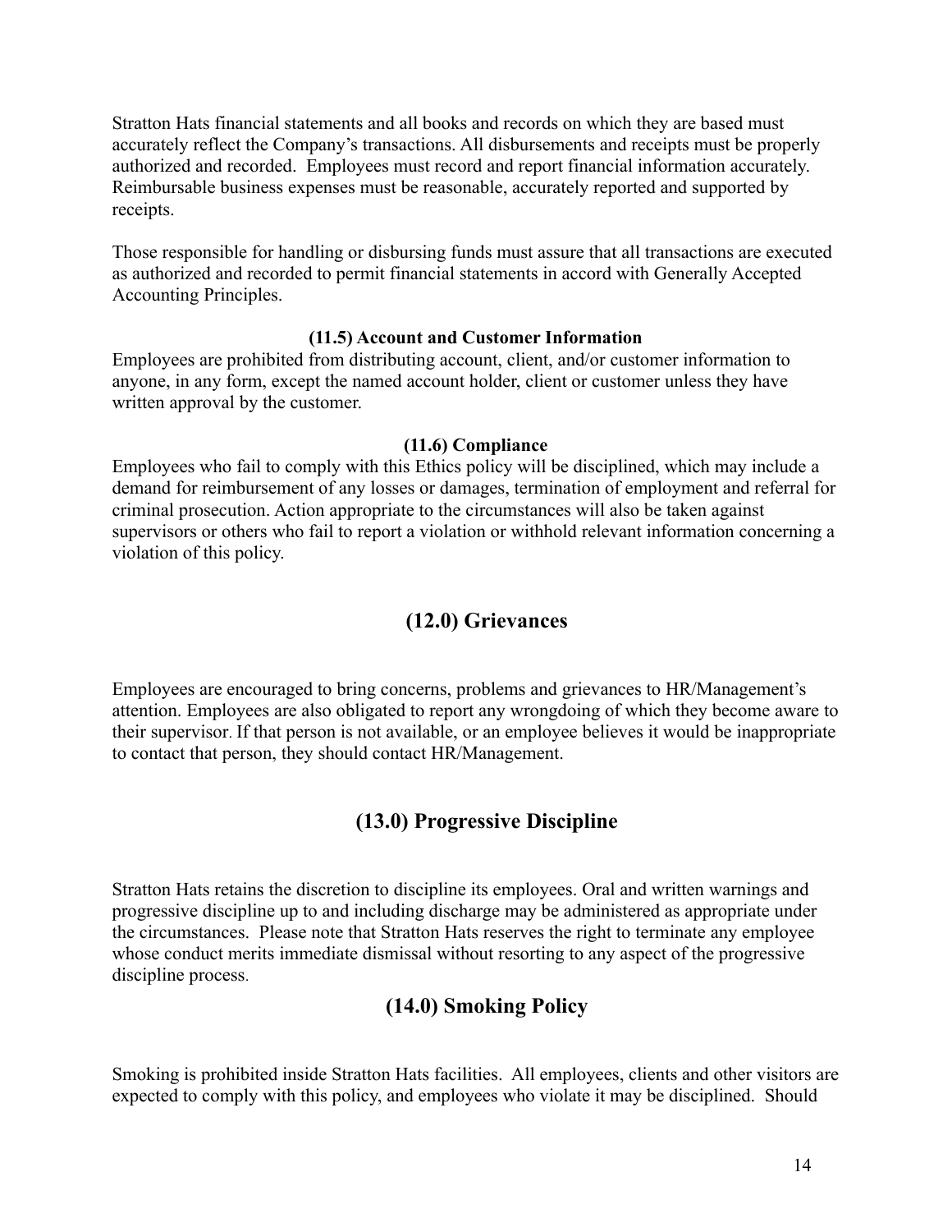Stratton Hats financial statements and all books and records on which they are based must accurately reflect the Company's transactions. All disbursements and receipts must be properly authorized and recorded. Employees must record and report financial information accurately. Reimbursable business expenses must be reasonable, accurately reported and supported by receipts.

Those responsible for handling or disbursing funds must assure that all transactions are executed as authorized and recorded to permit financial statements in accord with Generally Accepted Accounting Principles.

### (11.5) Account and Customer Information

Employees are prohibited from distributing account, client, and/or customer information to anyone, in any form, except the named account holder, client or customer unless they have written approval by the customer.

### (11.6) Compliance

Employees who fail to comply with this Ethics policy will be disciplined, which may include a demand for reimbursement of any losses or damages, termination of employment and referral for criminal prosecution. Action appropriate to the circumstances will also be taken against supervisors or others who fail to report a violation or withhold relevant information concerning a violation of this policy.

## (12.0) Grievances

Employees are encouraged to bring concerns, problems and grievances to HR/Management's attention. Employees are also obligated to report any wrongdoing of which they become aware to their supervisor. If that person is not available, or an employee believes it would be inappropriate to contact that person, they should contact HR/Management.

## (13.0) Progressive Discipline

Stratton Hats retains the discretion to discipline its employees. Oral and written warnings and progressive discipline up to and including discharge may be administered as appropriate under the circumstances. Please note that Stratton Hats reserves the right to terminate any employee whose conduct merits immediate dismissal without resorting to any aspect of the progressive discipline process.

## (14.0) Smoking Policy

Smoking is prohibited inside Stratton Hats facilities. All employees, clients and other visitors are expected to comply with this policy, and employees who violate it may be disciplined. Should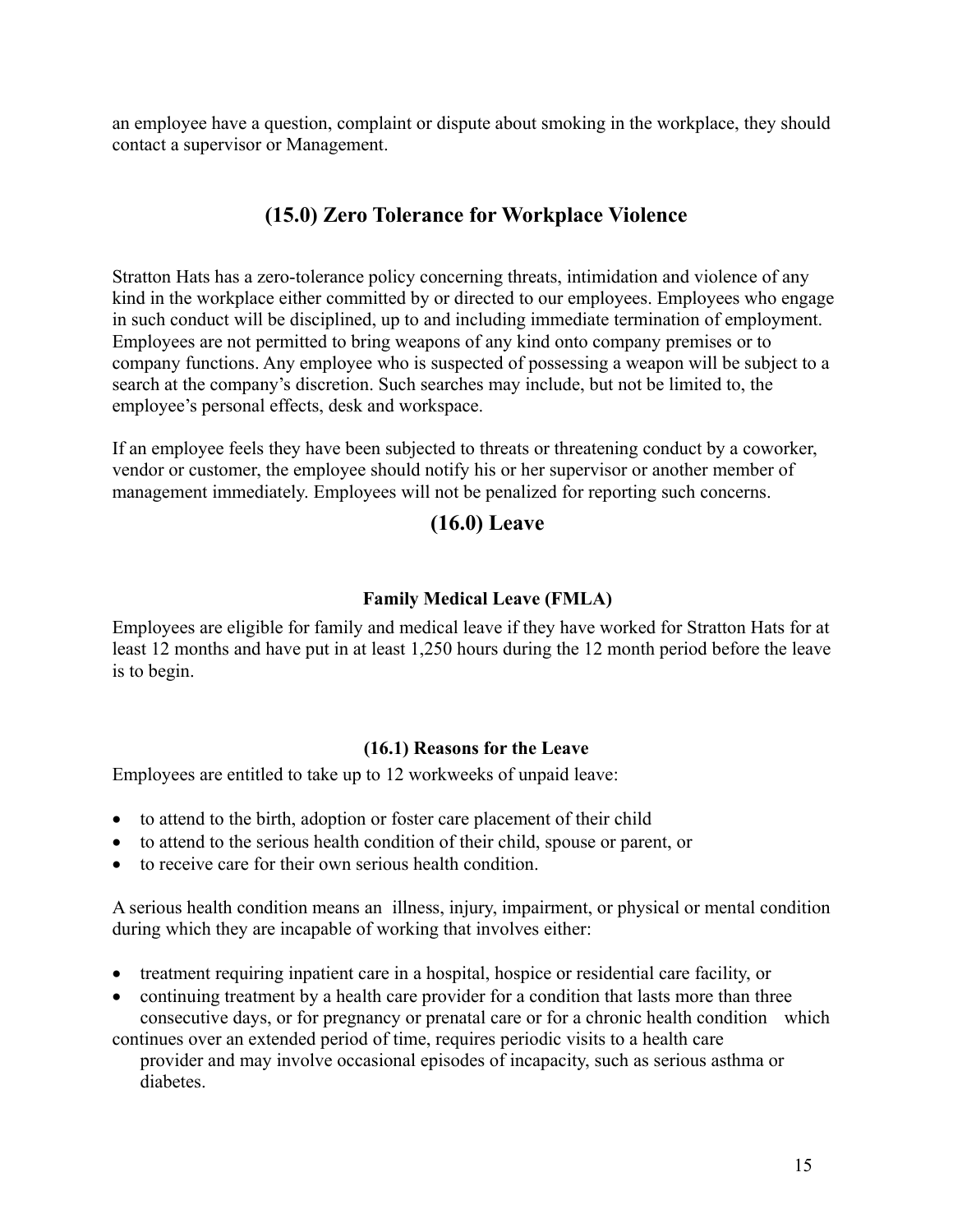an employee have a question, complaint or dispute about smoking in the workplace, they should contact a supervisor or Management.

## (15.0) Zero Tolerance for Workplace Violence

Stratton Hats has a zero-tolerance policy concerning threats, intimidation and violence of any kind in the workplace either committed by or directed to our employees. Employees who engage in such conduct will be disciplined, up to and including immediate termination of employment. Employees are not permitted to bring weapons of any kind onto company premises or to company functions. Any employee who is suspected of possessing a weapon will be subject to a search at the company's discretion. Such searches may include, but not be limited to, the employee's personal effects, desk and workspace.

If an employee feels they have been subjected to threats or threatening conduct by a coworker, vendor or customer, the employee should notify his or her supervisor or another member of management immediately. Employees will not be penalized for reporting such concerns.

## (16.0) Leave

#### Family Medical Leave (FMLA)

Employees are eligible for family and medical leave if they have worked for Stratton Hats for at least 12 months and have put in at least 1,250 hours during the 12 month period before the leave is to begin.

#### (16.1) Reasons for the Leave

Employees are entitled to take up to 12 workweeks of unpaid leave:

- to attend to the birth, adoption or foster care placement of their child
- to attend to the serious health condition of their child, spouse or parent, or
- to receive care for their own serious health condition.

A serious health condition means an illness, injury, impairment, or physical or mental condition during which they are incapable of working that involves either:

- treatment requiring inpatient care in a hospital, hospice or residential care facility, or
- continuing treatment by a health care provider for a condition that lasts more than three consecutive days, or for pregnancy or prenatal care or for a chronic health condition which continues over an extended period of time, requires periodic visits to a health care provider and may involve occasional episodes of incapacity, such as serious asthma or diabetes.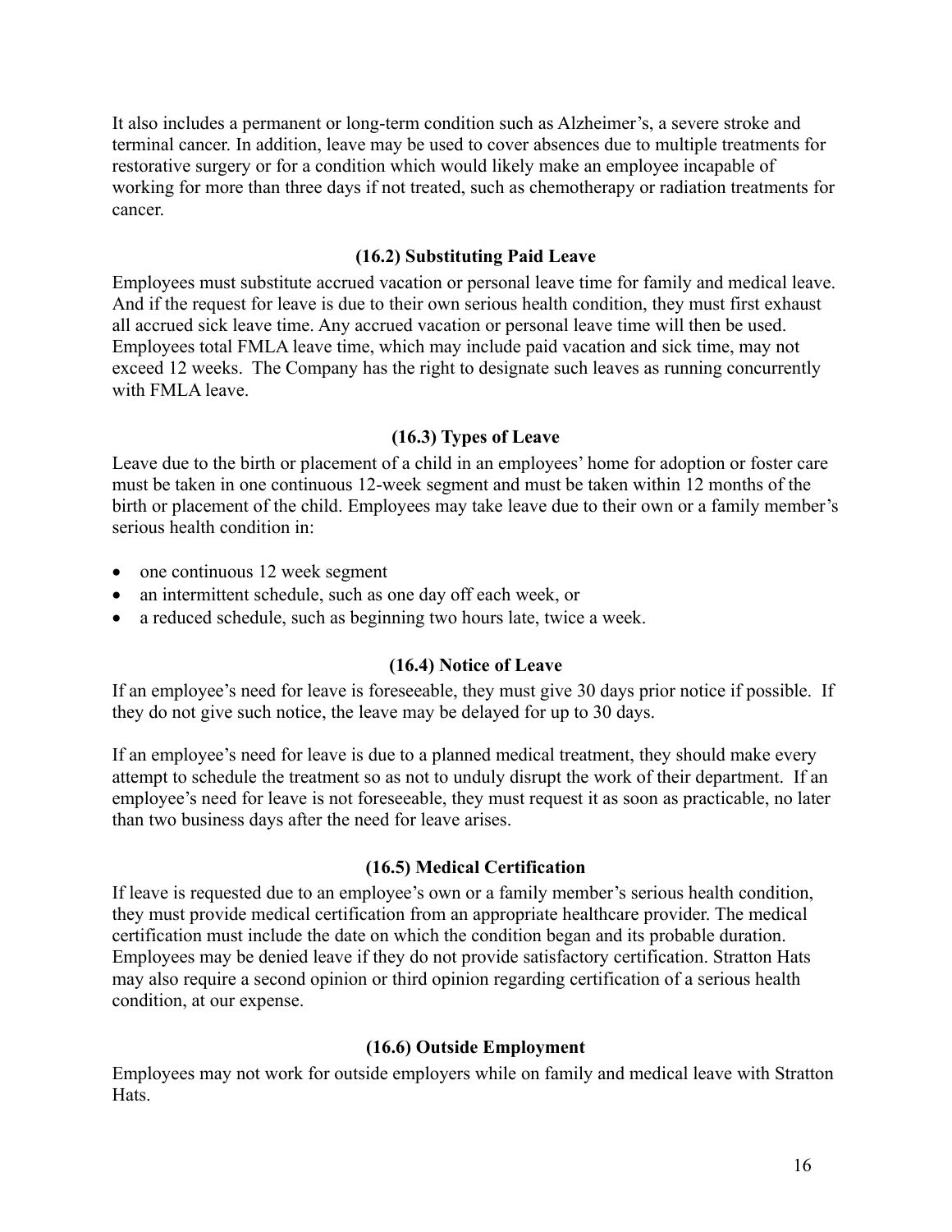It also includes a permanent or long-term condition such as Alzheimer's, a severe stroke and terminal cancer. In addition, leave may be used to cover absences due to multiple treatments for restorative surgery or for a condition which would likely make an employee incapable of working for more than three days if not treated, such as chemotherapy or radiation treatments for cancer.

### (16.2) Substituting Paid Leave

Employees must substitute accrued vacation or personal leave time for family and medical leave. And if the request for leave is due to their own serious health condition, they must first exhaust all accrued sick leave time. Any accrued vacation or personal leave time will then be used. Employees total FMLA leave time, which may include paid vacation and sick time, may not exceed 12 weeks. The Company has the right to designate such leaves as running concurrently with FMLA leave.

### (16.3) Types of Leave

Leave due to the birth or placement of a child in an employees' home for adoption or foster care must be taken in one continuous 12-week segment and must be taken within 12 months of the birth or placement of the child. Employees may take leave due to their own or a family member's serious health condition in:

- one continuous 12 week segment
- an intermittent schedule, such as one day off each week, or
- a reduced schedule, such as beginning two hours late, twice a week.

### (16.4) Notice of Leave

If an employee's need for leave is foreseeable, they must give 30 days prior notice if possible. If they do not give such notice, the leave may be delayed for up to 30 days.

If an employee's need for leave is due to a planned medical treatment, they should make every attempt to schedule the treatment so as not to unduly disrupt the work of their department. If an employee's need for leave is not foreseeable, they must request it as soon as practicable, no later than two business days after the need for leave arises.

### (16.5) Medical Certification

If leave is requested due to an employee's own or a family member's serious health condition, they must provide medical certification from an appropriate healthcare provider. The medical certification must include the date on which the condition began and its probable duration. Employees may be denied leave if they do not provide satisfactory certification. Stratton Hats may also require a second opinion or third opinion regarding certification of a serious health condition, at our expense.

### (16.6) Outside Employment

Employees may not work for outside employers while on family and medical leave with Stratton Hats.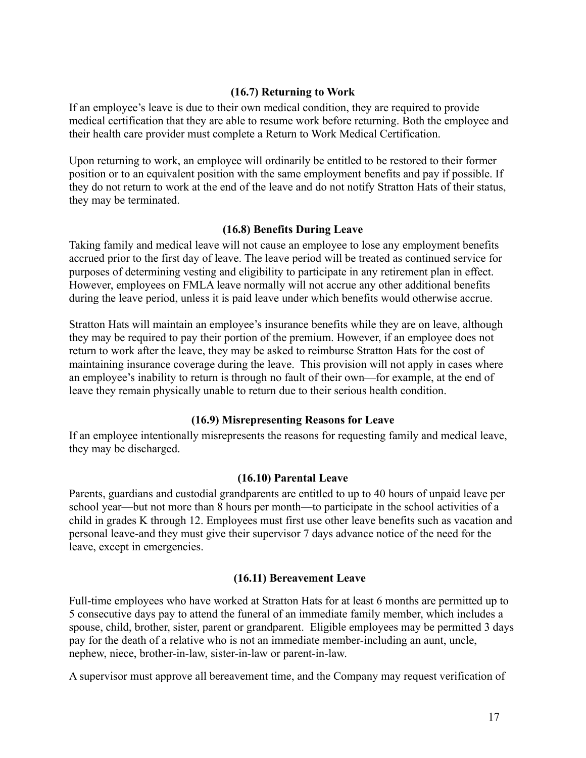### (16.7) Returning to Work

If an employee's leave is due to their own medical condition, they are required to provide medical certification that they are able to resume work before returning. Both the employee and their health care provider must complete a Return to Work Medical Certification.

Upon returning to work, an employee will ordinarily be entitled to be restored to their former position or to an equivalent position with the same employment benefits and pay if possible. If they do not return to work at the end of the leave and do not notify Stratton Hats of their status, they may be terminated.

### (16.8) Benefits During Leave

Taking family and medical leave will not cause an employee to lose any employment benefits accrued prior to the first day of leave. The leave period will be treated as continued service for purposes of determining vesting and eligibility to participate in any retirement plan in effect. However, employees on FMLA leave normally will not accrue any other additional benefits during the leave period, unless it is paid leave under which benefits would otherwise accrue.

Stratton Hats will maintain an employee's insurance benefits while they are on leave, although they may be required to pay their portion of the premium. However, if an employee does not return to work after the leave, they may be asked to reimburse Stratton Hats for the cost of maintaining insurance coverage during the leave. This provision will not apply in cases where an employee's inability to return is through no fault of their own—for example, at the end of leave they remain physically unable to return due to their serious health condition.

### (16.9) Misrepresenting Reasons for Leave

If an employee intentionally misrepresents the reasons for requesting family and medical leave, they may be discharged.

### (16.10) Parental Leave

Parents, guardians and custodial grandparents are entitled to up to 40 hours of unpaid leave per school year—but not more than 8 hours per month—to participate in the school activities of a child in grades K through 12. Employees must first use other leave benefits such as vacation and personal leave-and they must give their supervisor 7 days advance notice of the need for the leave, except in emergencies.

### (16.11) Bereavement Leave

Full-time employees who have worked at Stratton Hats for at least 6 months are permitted up to 5 consecutive days pay to attend the funeral of an immediate family member, which includes a spouse, child, brother, sister, parent or grandparent. Eligible employees may be permitted 3 days pay for the death of a relative who is not an immediate member-including an aunt, uncle, nephew, niece, brother-in-law, sister-in-law or parent-in-law.

A supervisor must approve all bereavement time, and the Company may request verification of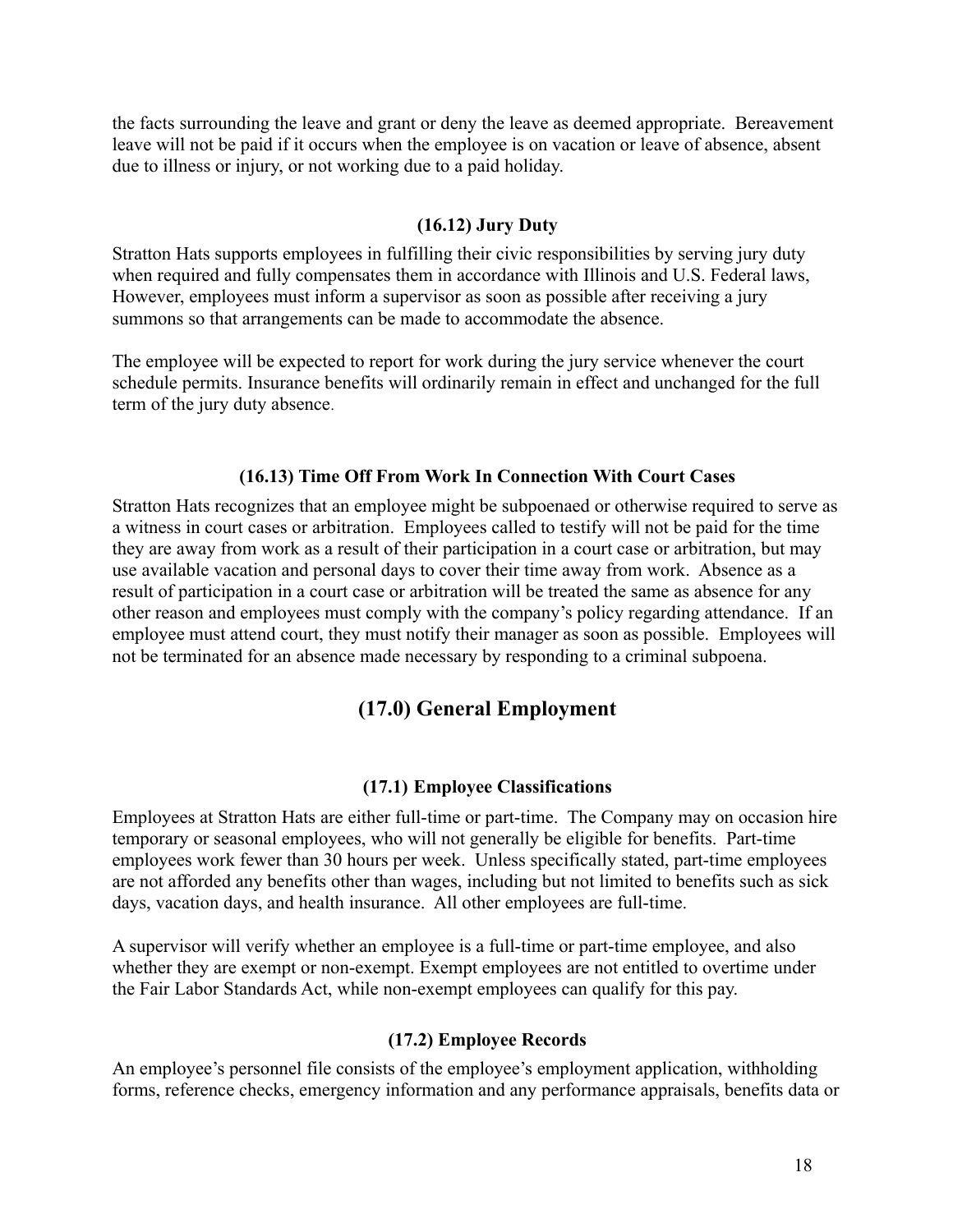the facts surrounding the leave and grant or deny the leave as deemed appropriate. Bereavement leave will not be paid if it occurs when the employee is on vacation or leave of absence, absent due to illness or injury, or not working due to a paid holiday.

### (16.12) Jury Duty

Stratton Hats supports employees in fulfilling their civic responsibilities by serving jury duty when required and fully compensates them in accordance with Illinois and U.S. Federal laws, However, employees must inform a supervisor as soon as possible after receiving a jury summons so that arrangements can be made to accommodate the absence.

The employee will be expected to report for work during the jury service whenever the court schedule permits. Insurance benefits will ordinarily remain in effect and unchanged for the full term of the jury duty absence.

### (16.13) Time Off From Work In Connection With Court Cases

Stratton Hats recognizes that an employee might be subpoenaed or otherwise required to serve as a witness in court cases or arbitration. Employees called to testify will not be paid for the time they are away from work as a result of their participation in a court case or arbitration, but may use available vacation and personal days to cover their time away from work. Absence as a result of participation in a court case or arbitration will be treated the same as absence for any other reason and employees must comply with the company's policy regarding attendance. If an employee must attend court, they must notify their manager as soon as possible. Employees will not be terminated for an absence made necessary by responding to a criminal subpoena.

## (17.0) General Employment

### (17.1) Employee Classifications

Employees at Stratton Hats are either full-time or part-time. The Company may on occasion hire temporary or seasonal employees, who will not generally be eligible for benefits. Part-time employees work fewer than 30 hours per week. Unless specifically stated, part-time employees are not afforded any benefits other than wages, including but not limited to benefits such as sick days, vacation days, and health insurance. All other employees are full-time.

A supervisor will verify whether an employee is a full-time or part-time employee, and also whether they are exempt or non-exempt. Exempt employees are not entitled to overtime under the Fair Labor Standards Act, while non-exempt employees can qualify for this pay.

### (17.2) Employee Records

An employee's personnel file consists of the employee's employment application, withholding forms, reference checks, emergency information and any performance appraisals, benefits data or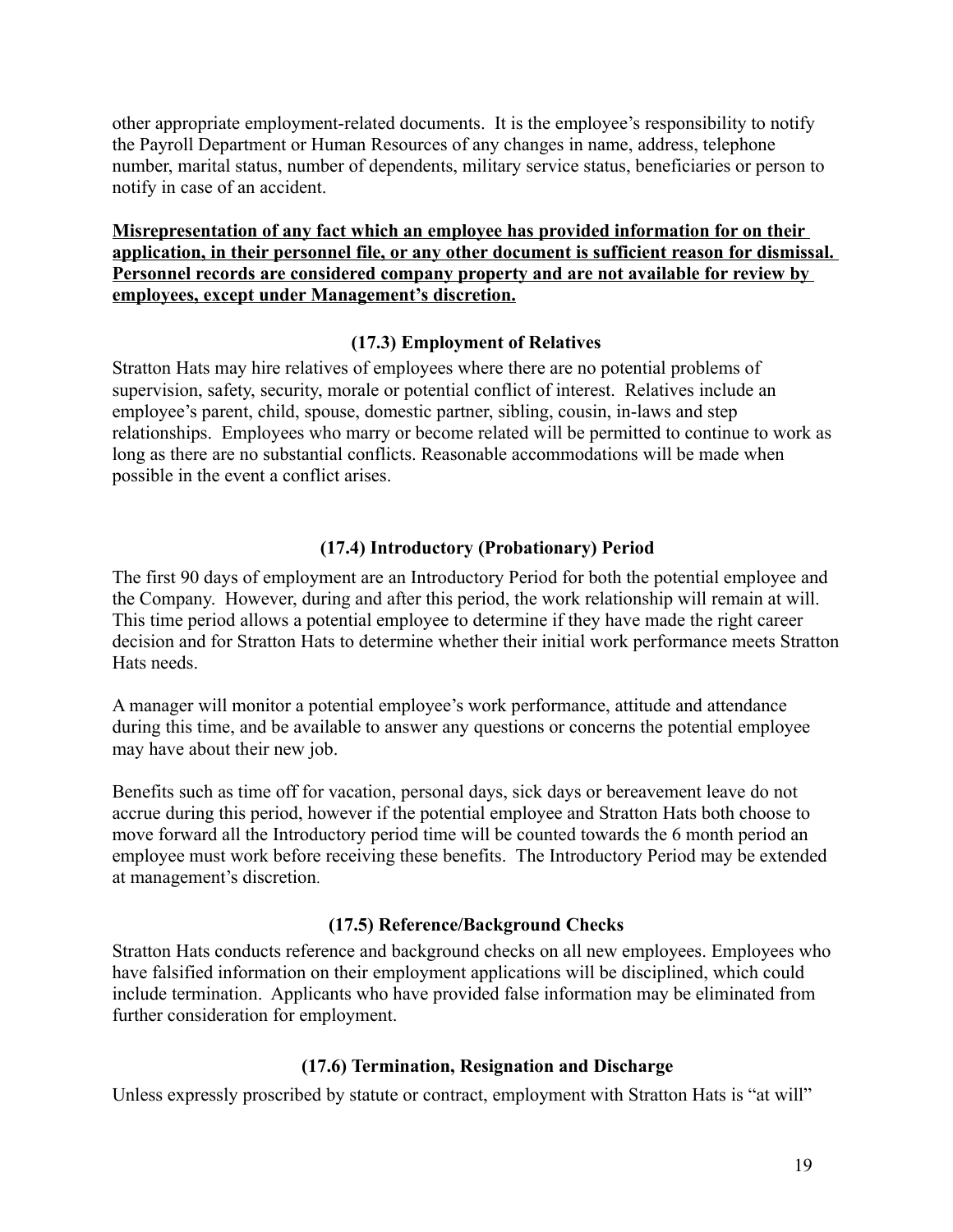other appropriate employment-related documents. It is the employee's responsibility to notify the Payroll Department or Human Resources of any changes in name, address, telephone number, marital status, number of dependents, military service status, beneficiaries or person to notify in case of an accident.

**Misrepresentation of any fact which an employee has provided information for on their application, in their personnel file, or any other document is sufficient reason for dismissal. Personnel records are considered company property and are not available for review by employees, except under Management's discretion.**

### (17.3) Employment of Relatives

Stratton Hats may hire relatives of employees where there are no potential problems of supervision, safety, security, morale or potential conflict of interest. Relatives include an employee's parent, child, spouse, domestic partner, sibling, cousin, in-laws and step relationships. Employees who marry or become related will be permitted to continue to work as long as there are no substantial conflicts. Reasonable accommodations will be made when possible in the event a conflict arises.

### (17.4) Introductory (Probationary) Period

The first 90 days of employment are an Introductory Period for both the potential employee and the Company. However, during and after this period, the work relationship will remain at will. This time period allows a potential employee to determine if they have made the right career decision and for Stratton Hats to determine whether their initial work performance meets Stratton Hats needs.

A manager will monitor a potential employee's work performance, attitude and attendance during this time, and be available to answer any questions or concerns the potential employee may have about their new job.

Benefits such as time off for vacation, personal days, sick days or bereavement leave do not accrue during this period, however if the potential employee and Stratton Hats both choose to move forward all the Introductory period time will be counted towards the 6 month period an employee must work before receiving these benefits. The Introductory Period may be extended at management's discretion.

### (17.5) Reference/Background Checks

Stratton Hats conducts reference and background checks on all new employees. Employees who have falsified information on their employment applications will be disciplined, which could include termination. Applicants who have provided false information may be eliminated from further consideration for employment.

### (17.6) Termination, Resignation and Discharge

Unless expressly proscribed by statute or contract, employment with Stratton Hats is "at will"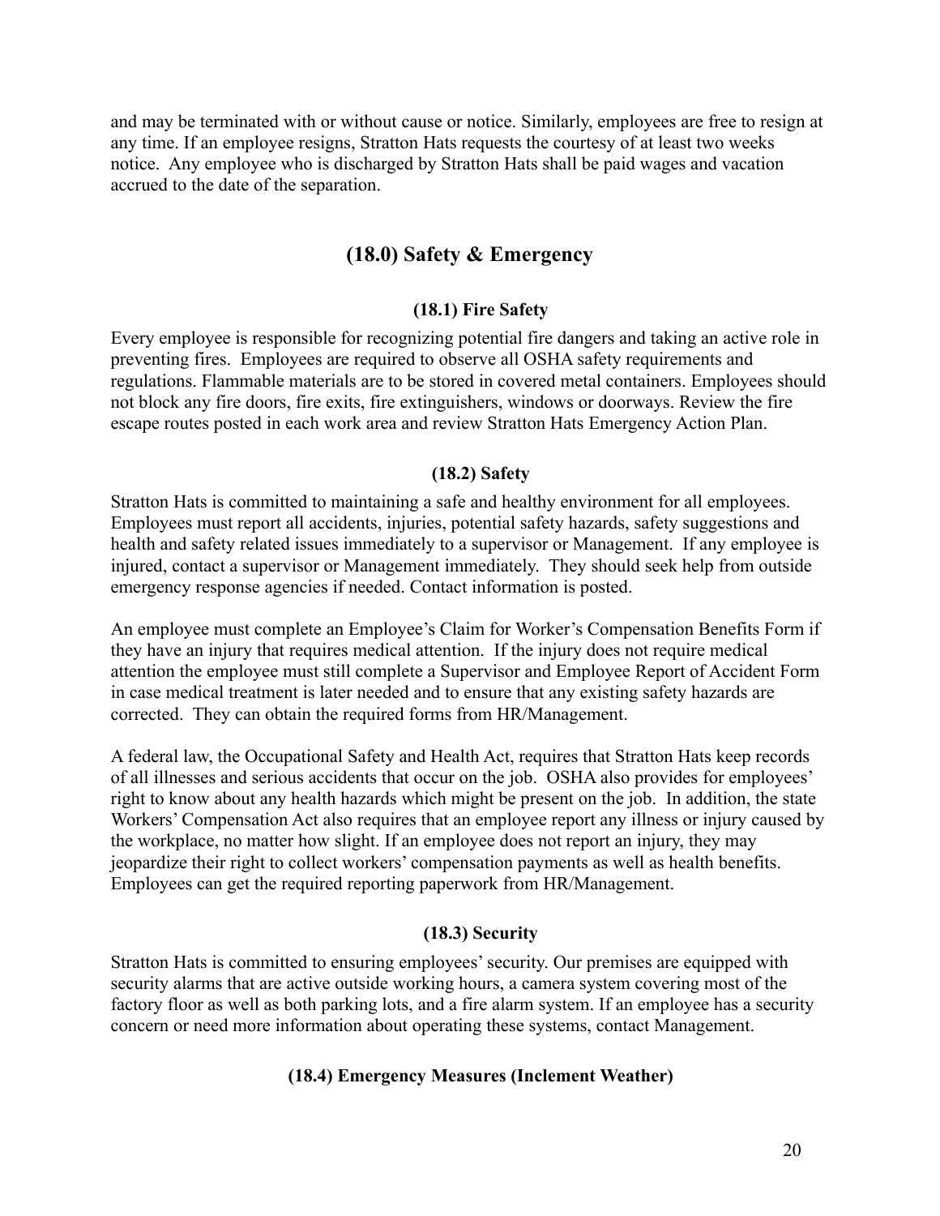and may be terminated with or without cause or notice. Similarly, employees are free to resign at any time. If an employee resigns, Stratton Hats requests the courtesy of at least two weeks notice. Any employee who is discharged by Stratton Hats shall be paid wages and vacation accrued to the date of the separation.

## (18.0) Safety & Emergency

### (18.1) Fire Safety

Every employee is responsible for recognizing potential fire dangers and taking an active role in preventing fires. Employees are required to observe all OSHA safety requirements and regulations. Flammable materials are to be stored in covered metal containers. Employees should not block any fire doors, fire exits, fire extinguishers, windows or doorways. Review the fire escape routes posted in each work area and review Stratton Hats Emergency Action Plan.

### (18.2) Safety

Stratton Hats is committed to maintaining a safe and healthy environment for all employees. Employees must report all accidents, injuries, potential safety hazards, safety suggestions and health and safety related issues immediately to a supervisor or Management. If any employee is injured, contact a supervisor or Management immediately. They should seek help from outside emergency response agencies if needed. Contact information is posted.

An employee must complete an Employee's Claim for Worker's Compensation Benefits Form if they have an injury that requires medical attention. If the injury does not require medical attention the employee must still complete a Supervisor and Employee Report of Accident Form in case medical treatment is later needed and to ensure that any existing safety hazards are corrected. They can obtain the required forms from HR/Management.

A federal law, the Occupational Safety and Health Act, requires that Stratton Hats keep records of all illnesses and serious accidents that occur on the job. OSHA also provides for employees' right to know about any health hazards which might be present on the job. In addition, the state Workers' Compensation Act also requires that an employee report any illness or injury caused by the workplace, no matter how slight. If an employee does not report an injury, they may jeopardize their right to collect workers' compensation payments as well as health benefits. Employees can get the required reporting paperwork from HR/Management.

### (18.3) Security

Stratton Hats is committed to ensuring employees' security. Our premises are equipped with security alarms that are active outside working hours, a camera system covering most of the factory floor as well as both parking lots, and a fire alarm system. If an employee has a security concern or need more information about operating these systems, contact Management.

### (18.4) Emergency Measures (Inclement Weather)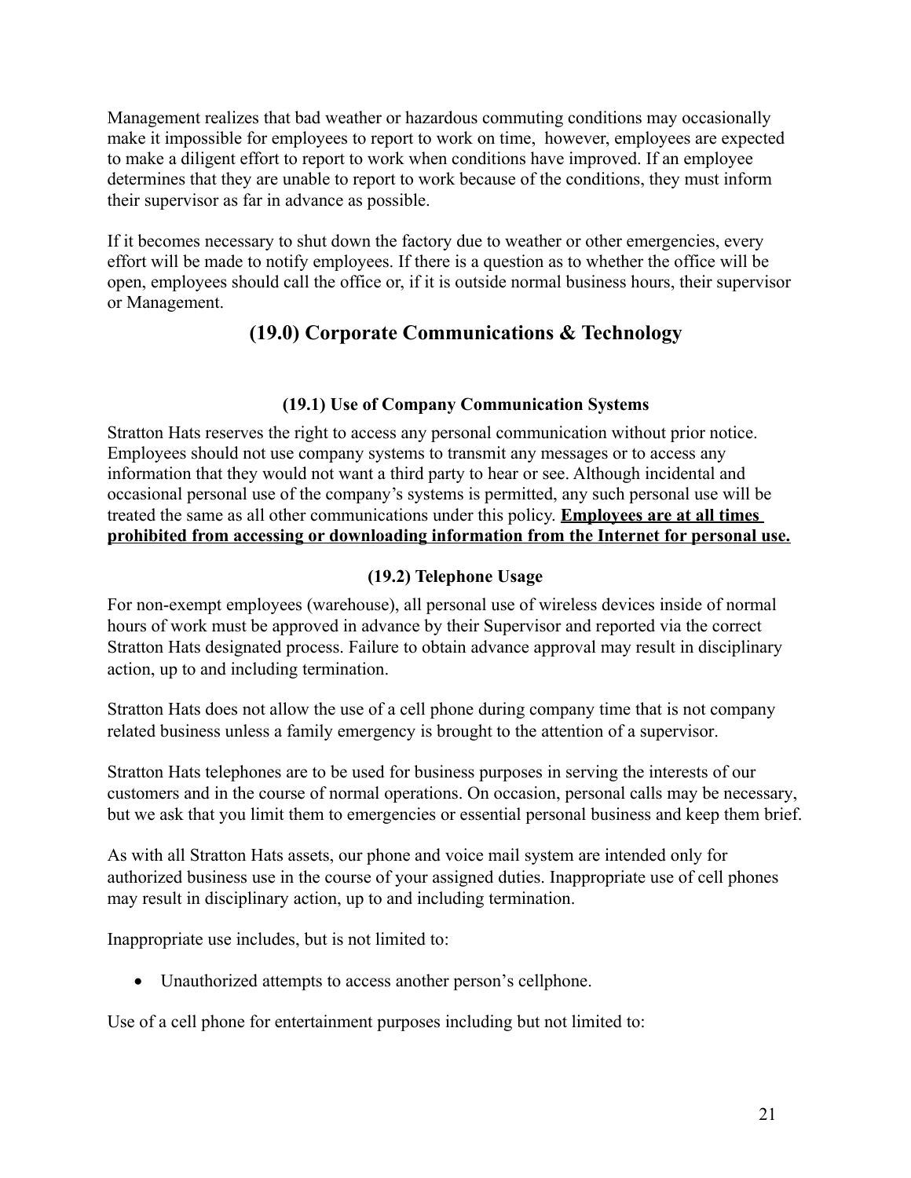Management realizes that bad weather or hazardous commuting conditions may occasionally make it impossible for employees to report to work on time, however, employees are expected to make a diligent effort to report to work when conditions have improved. If an employee determines that they are unable to report to work because of the conditions, they must inform their supervisor as far in advance as possible.

If it becomes necessary to shut down the factory due to weather or other emergencies, every effort will be made to notify employees. If there is a question as to whether the office will be open, employees should call the office or, if it is outside normal business hours, their supervisor or Management.

## (19.0) Corporate Communications & Technology

### (19.1) Use of Company Communication Systems

Stratton Hats reserves the right to access any personal communication without prior notice. Employees should not use company systems to transmit any messages or to access any information that they would not want a third party to hear or see. Although incidental and occasional personal use of the company's systems is permitted, any such personal use will be treated the same as all other communications under this policy. **<u>Employees are at all times prohibited from accessing or downloading information from the Internet for personal use.</u>**

### (19.2) Telephone Usage

For non-exempt employees (warehouse), all personal use of wireless devices inside of normal hours of work must be approved in advance by their Supervisor and reported via the correct Stratton Hats designated process. Failure to obtain advance approval may result in disciplinary action, up to and including termination.

Stratton Hats does not allow the use of a cell phone during company time that is not company related business unless a family emergency is brought to the attention of a supervisor.

Stratton Hats telephones are to be used for business purposes in serving the interests of our customers and in the course of normal operations. On occasion, personal calls may be necessary, but we ask that you limit them to emergencies or essential personal business and keep them brief.

As with all Stratton Hats assets, our phone and voice mail system are intended only for authorized business use in the course of your assigned duties. Inappropriate use of cell phones may result in disciplinary action, up to and including termination.

Inappropriate use includes, but is not limited to:

- Unauthorized attempts to access another person's cellphone.

Use of a cell phone for entertainment purposes including but not limited to: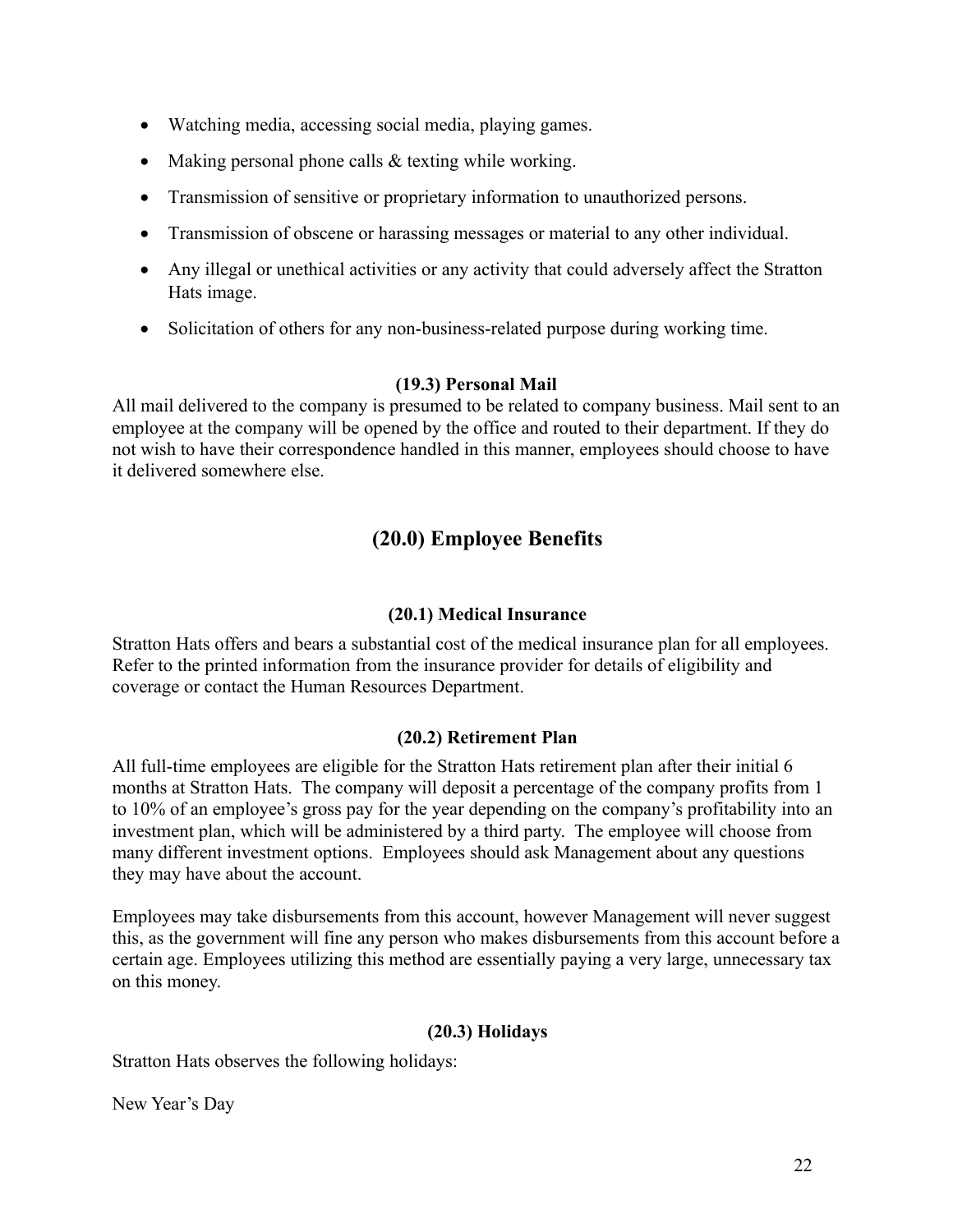- Watching media, accessing social media, playing games.
- Making personal phone calls & texting while working.
- Transmission of sensitive or proprietary information to unauthorized persons.
- Transmission of obscene or harassing messages or material to any other individual.
- Any illegal or unethical activities or any activity that could adversely affect the Stratton Hats image.
- Solicitation of others for any non-business-related purpose during working time.

### (19.3) Personal Mail

All mail delivered to the company is presumed to be related to company business. Mail sent to an employee at the company will be opened by the office and routed to their department. If they do not wish to have their correspondence handled in this manner, employees should choose to have it delivered somewhere else.

## (20.0) Employee Benefits

### (20.1) Medical Insurance

Stratton Hats offers and bears a substantial cost of the medical insurance plan for all employees. Refer to the printed information from the insurance provider for details of eligibility and coverage or contact the Human Resources Department.

### (20.2) Retirement Plan

All full-time employees are eligible for the Stratton Hats retirement plan after their initial 6 months at Stratton Hats. The company will deposit a percentage of the company profits from 1 to 10% of an employee's gross pay for the year depending on the company's profitability into an investment plan, which will be administered by a third party. The employee will choose from many different investment options. Employees should ask Management about any questions they may have about the account.

Employees may take disbursements from this account, however Management will never suggest this, as the government will fine any person who makes disbursements from this account before a certain age. Employees utilizing this method are essentially paying a very large, unnecessary tax on this money.

### (20.3) Holidays

Stratton Hats observes the following holidays:

New Year's Day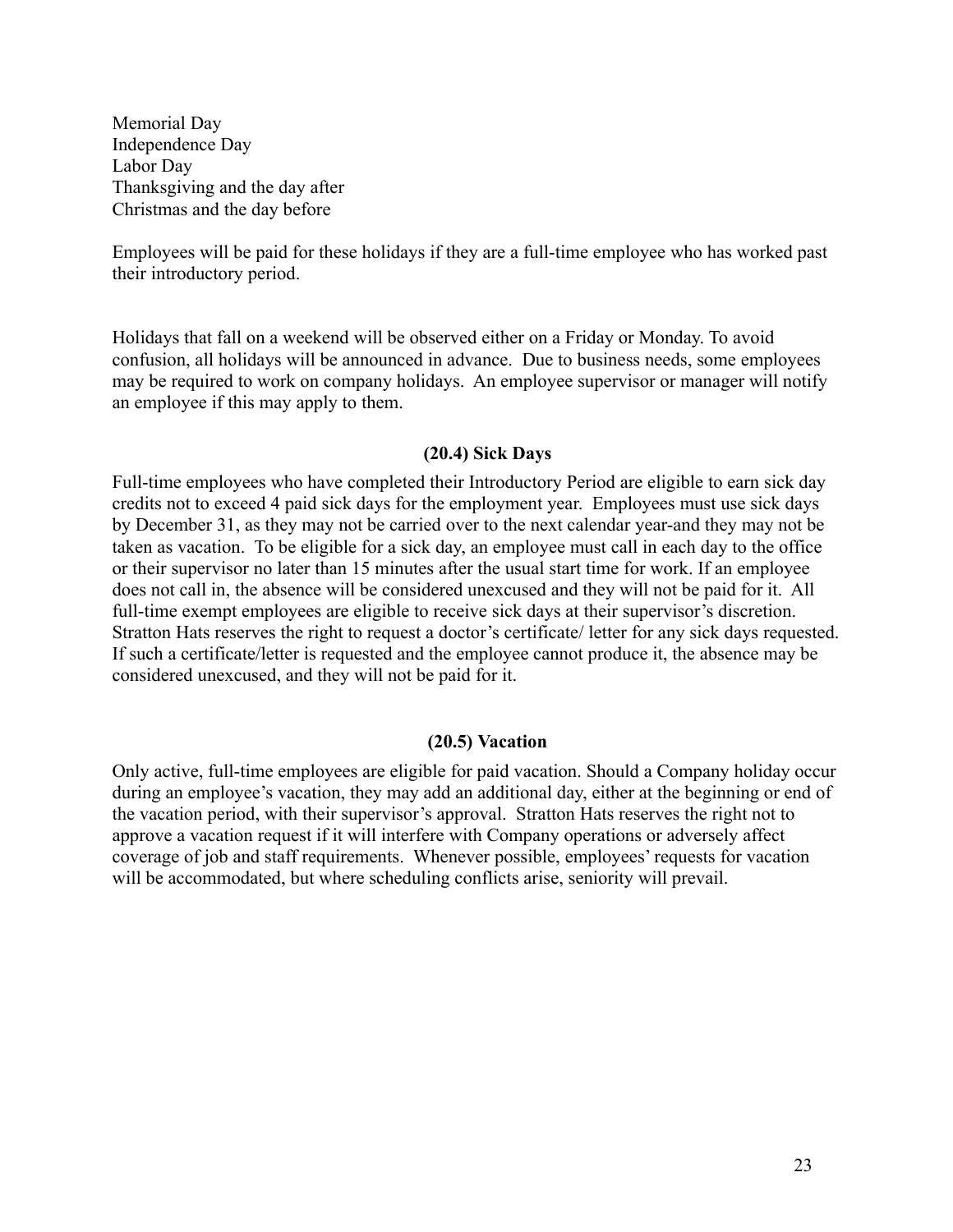Memorial Day
Independence Day
Labor Day
Thanksgiving and the day after
Christmas and the day before

Employees will be paid for these holidays if they are a full-time employee who has worked past their introductory period.

Holidays that fall on a weekend will be observed either on a Friday or Monday. To avoid confusion, all holidays will be announced in advance. Due to business needs, some employees may be required to work on company holidays. An employee supervisor or manager will notify an employee if this may apply to them.

### (20.4) Sick Days

Full-time employees who have completed their Introductory Period are eligible to earn sick day credits not to exceed 4 paid sick days for the employment year. Employees must use sick days by December 31, as they may not be carried over to the next calendar year-and they may not be taken as vacation. To be eligible for a sick day, an employee must call in each day to the office or their supervisor no later than 15 minutes after the usual start time for work. If an employee does not call in, the absence will be considered unexcused and they will not be paid for it. All full-time exempt employees are eligible to receive sick days at their supervisor's discretion. Stratton Hats reserves the right to request a doctor's certificate/ letter for any sick days requested. If such a certificate/letter is requested and the employee cannot produce it, the absence may be considered unexcused, and they will not be paid for it.

### (20.5) Vacation

Only active, full-time employees are eligible for paid vacation. Should a Company holiday occur during an employee's vacation, they may add an additional day, either at the beginning or end of the vacation period, with their supervisor's approval. Stratton Hats reserves the right not to approve a vacation request if it will interfere with Company operations or adversely affect coverage of job and staff requirements. Whenever possible, employees' requests for vacation will be accommodated, but where scheduling conflicts arise, seniority will prevail.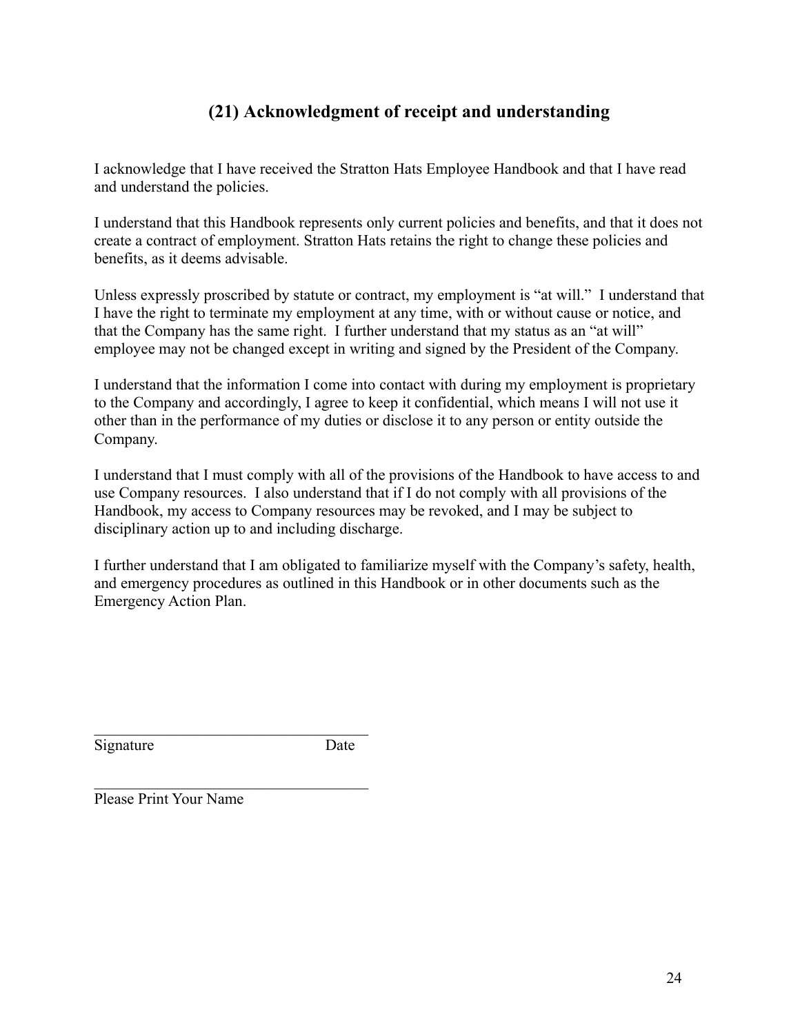## (21) Acknowledgment of receipt and understanding

I acknowledge that I have received the Stratton Hats Employee Handbook and that I have read and understand the policies.

I understand that this Handbook represents only current policies and benefits, and that it does not create a contract of employment. Stratton Hats retains the right to change these policies and benefits, as it deems advisable.

Unless expressly proscribed by statute or contract, my employment is "at will." I understand that I have the right to terminate my employment at any time, with or without cause or notice, and that the Company has the same right. I further understand that my status as an "at will" employee may not be changed except in writing and signed by the President of the Company.

I understand that the information I come into contact with during my employment is proprietary to the Company and accordingly, I agree to keep it confidential, which means I will not use it other than in the performance of my duties or disclose it to any person or entity outside the Company.

I understand that I must comply with all of the provisions of the Handbook to have access to and use Company resources. I also understand that if I do not comply with all provisions of the Handbook, my access to Company resources may be revoked, and I may be subject to disciplinary action up to and including discharge.

I further understand that I am obligated to familiarize myself with the Company's safety, health, and emergency procedures as outlined in this Handbook or in other documents such as the Emergency Action Plan.

\_\_\_\_\_\_\_\_\_\_\_\_\_\_\_\_\_\_\_\_\_\_\_\_\_\_\_\_\_\_\_\_\_\_\_\_

Signature                                        Date

\_\_\_\_\_\_\_\_\_\_\_\_\_\_\_\_\_\_\_\_\_\_\_\_\_\_\_\_\_\_\_\_\_\_\_\_

Please Print Your Name